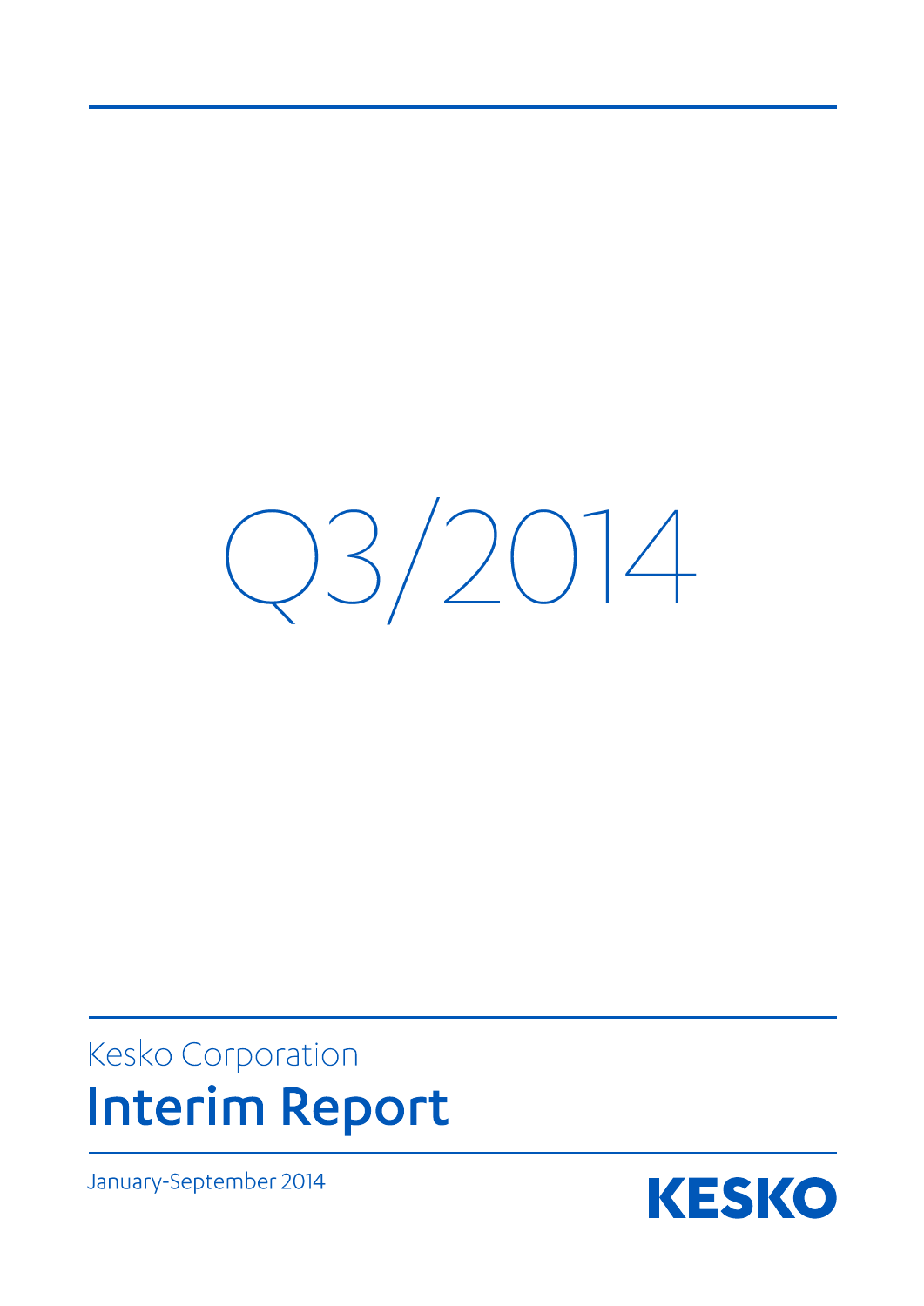# Q3/2014

Kesko Corporation

# Interim Report

January-September 2014

KESKO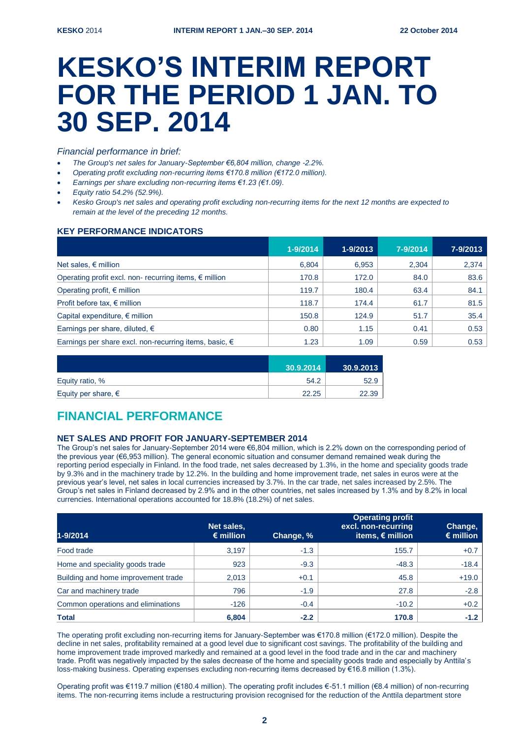# KESKO'S INTERIM REPORT FOR THE PERIOD 1 JAN. TO 30 SEP. 2014

*Financial performance in brief:*

- *The Group's net sales for January-September €6,804 million, change -2.2%.*
- *Operating profit excluding non-recurring items €170.8 million (€172.0 million).*
- *Earnings per share excluding non-recurring items €1.23 (€1.09).*
- *Equity ratio 54.2% (52.9%).*
- *Kesko Group's net sales and operating profit excluding non-recurring items for the next 12 months are expected to remain at the level of the preceding 12 months.*

### KEY PERFORMANCE INDICATORS

| | 1-9/2014 | 1-9/2013 | 7-9/2014 | 7-9/2013 |
|---|---|---|---|---|
| Net sales, € million | 6,804 | 6,953 | 2,304 | 2,374 |
| Operating profit excl. non- recurring items, € million | 170.8 | 172.0 | 84.0 | 83.6 |
| Operating profit, € million | 119.7 | 180.4 | 63.4 | 84.1 |
| Profit before tax, € million | 118.7 | 174.4 | 61.7 | 81.5 |
| Capital expenditure, € million | 150.8 | 124.9 | 51.7 | 35.4 |
| Earnings per share, diluted, € | 0.80 | 1.15 | 0.41 | 0.53 |
| Earnings per share excl. non-recurring items, basic, € | 1.23 | 1.09 | 0.59 | 0.53 |

| | 30.9.2014 | 30.9.2013 |
|---|---|---|
| Equity ratio, % | 54.2 | 52.9 |
| Equity per share, € | 22.25 | 22.39 |

## FINANCIAL PERFORMANCE

### NET SALES AND PROFIT FOR JANUARY-SEPTEMBER 2014

The Group's net sales for January-September 2014 were €6,804 million, which is 2.2% down on the corresponding period of the previous year (€6,953 million). The general economic situation and consumer demand remained weak during the reporting period especially in Finland. In the food trade, net sales decreased by 1.3%, in the home and speciality goods trade by 9.3% and in the machinery trade by 12.2%. In the building and home improvement trade, net sales in euros were at the previous year's level, net sales in local currencies increased by 3.7%. In the car trade, net sales increased by 2.5%. The Group's net sales in Finland decreased by 2.9% and in the other countries, net sales increased by 1.3% and by 8.2% in local currencies. International operations accounted for 18.8% (18.2%) of net sales.

| 1-9/2014 | Net sales, € million | Change, % | Operating profit excl. non-recurring items, € million | Change, € million |
|---|---|---|---|---|
| Food trade | 3,197 | -1.3 | 155.7 | +0.7 |
| Home and speciality goods trade | 923 | -9.3 | -48.3 | -18.4 |
| Building and home improvement trade | 2,013 | +0.1 | 45.8 | +19.0 |
| Car and machinery trade | 796 | -1.9 | 27.8 | -2.8 |
| Common operations and eliminations | -126 | -0.4 | -10.2 | +0.2 |
| **Total** | **6,804** | **-2.2** | **170.8** | **-1.2** |

The operating profit excluding non-recurring items for January-September was €170.8 million (€172.0 million). Despite the decline in net sales, profitability remained at a good level due to significant cost savings. The profitability of the building and home improvement trade improved markedly and remained at a good level in the food trade and in the car and machinery trade. Profit was negatively impacted by the sales decrease of the home and speciality goods trade and especially by Anttila's loss-making business. Operating expenses excluding non-recurring items decreased by €16.8 million (1.3%).

Operating profit was €119.7 million (€180.4 million). The operating profit includes €-51.1 million (€8.4 million) of non-recurring items. The non-recurring items include a restructuring provision recognised for the reduction of the Anttila department store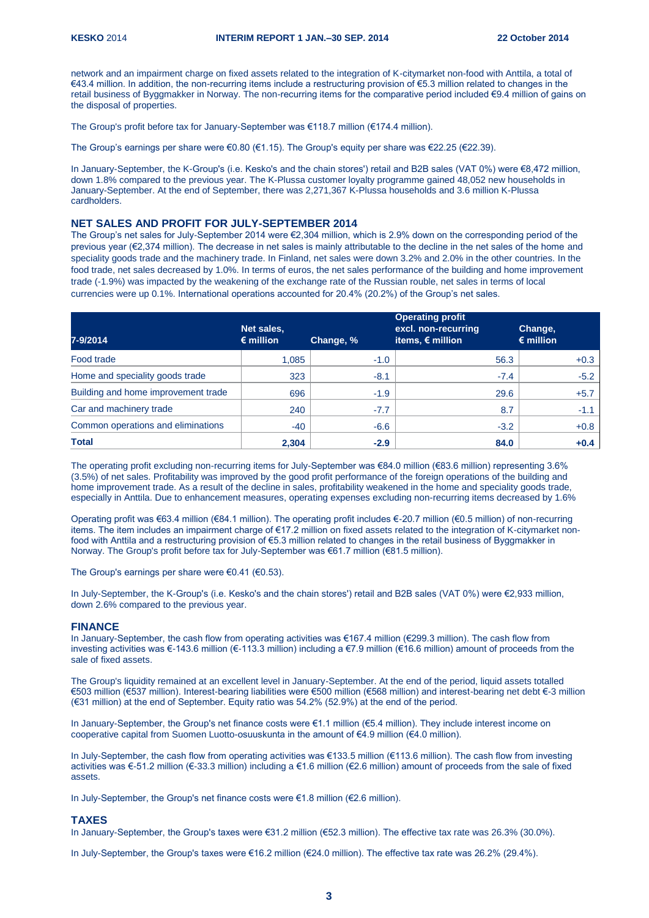network and an impairment charge on fixed assets related to the integration of K-citymarket non-food with Anttila, a total of €43.4 million. In addition, the non-recurring items include a restructuring provision of €5.3 million related to changes in the retail business of Byggmakker in Norway. The non-recurring items for the comparative period included €9.4 million of gains on the disposal of properties.

The Group's profit before tax for January-September was €118.7 million (€174.4 million).

The Group's earnings per share were €0.80 (€1.15). The Group's equity per share was €22.25 (€22.39).

In January-September, the K-Group's (i.e. Kesko's and the chain stores') retail and B2B sales (VAT 0%) were €8,472 million, down 1.8% compared to the previous year. The K-Plussa customer loyalty programme gained 48,052 new households in January-September. At the end of September, there was 2,271,367 K-Plussa households and 3.6 million K-Plussa cardholders.

## NET SALES AND PROFIT FOR JULY-SEPTEMBER 2014

The Group's net sales for July-September 2014 were €2,304 million, which is 2.9% down on the corresponding period of the previous year (€2,374 million). The decrease in net sales is mainly attributable to the decline in the net sales of the home and speciality goods trade and the machinery trade. In Finland, net sales were down 3.2% and 2.0% in the other countries. In the food trade, net sales decreased by 1.0%. In terms of euros, the net sales performance of the building and home improvement trade (-1.9%) was impacted by the weakening of the exchange rate of the Russian rouble, net sales in terms of local currencies were up 0.1%. International operations accounted for 20.4% (20.2%) of the Group's net sales.

| 7-9/2014 | Net sales, € million | Change, % | Operating profit excl. non-recurring items, € million | Change, € million |
|---|---|---|---|---|
| Food trade | 1,085 | -1.0 | 56.3 | +0.3 |
| Home and speciality goods trade | 323 | -8.1 | -7.4 | -5.2 |
| Building and home improvement trade | 696 | -1.9 | 29.6 | +5.7 |
| Car and machinery trade | 240 | -7.7 | 8.7 | -1.1 |
| Common operations and eliminations | -40 | -6.6 | -3.2 | +0.8 |
| **Total** | **2,304** | **-2.9** | **84.0** | **+0.4** |

The operating profit excluding non-recurring items for July-September was €84.0 million (€83.6 million) representing 3.6% (3.5%) of net sales. Profitability was improved by the good profit performance of the foreign operations of the building and home improvement trade. As a result of the decline in sales, profitability weakened in the home and speciality goods trade, especially in Anttila. Due to enhancement measures, operating expenses excluding non-recurring items decreased by 1.6%

Operating profit was €63.4 million (€84.1 million). The operating profit includes €-20.7 million (€0.5 million) of non-recurring items. The item includes an impairment charge of €17.2 million on fixed assets related to the integration of K-citymarket non-food with Anttila and a restructuring provision of €5.3 million related to changes in the retail business of Byggmakker in Norway. The Group's profit before tax for July-September was €61.7 million (€81.5 million).

The Group's earnings per share were €0.41 (€0.53).

In July-September, the K-Group's (i.e. Kesko's and the chain stores') retail and B2B sales (VAT 0%) were €2,933 million, down 2.6% compared to the previous year.

## FINANCE

In January-September, the cash flow from operating activities was €167.4 million (€299.3 million). The cash flow from investing activities was €-143.6 million (€-113.3 million) including a €7.9 million (€16.6 million) amount of proceeds from the sale of fixed assets.

The Group's liquidity remained at an excellent level in January-September. At the end of the period, liquid assets totalled €503 million (€537 million). Interest-bearing liabilities were €500 million (€568 million) and interest-bearing net debt €-3 million (€31 million) at the end of September. Equity ratio was 54.2% (52.9%) at the end of the period.

In January-September, the Group's net finance costs were €1.1 million (€5.4 million). They include interest income on cooperative capital from Suomen Luotto-osuuskunta in the amount of €4.9 million (€4.0 million).

In July-September, the cash flow from operating activities was €133.5 million (€113.6 million). The cash flow from investing activities was €-51.2 million (€-33.3 million) including a €1.6 million (€2.6 million) amount of proceeds from the sale of fixed assets.

In July-September, the Group's net finance costs were €1.8 million (€2.6 million).

## TAXES

In January-September, the Group's taxes were €31.2 million (€52.3 million). The effective tax rate was 26.3% (30.0%).

In July-September, the Group's taxes were €16.2 million (€24.0 million). The effective tax rate was 26.2% (29.4%).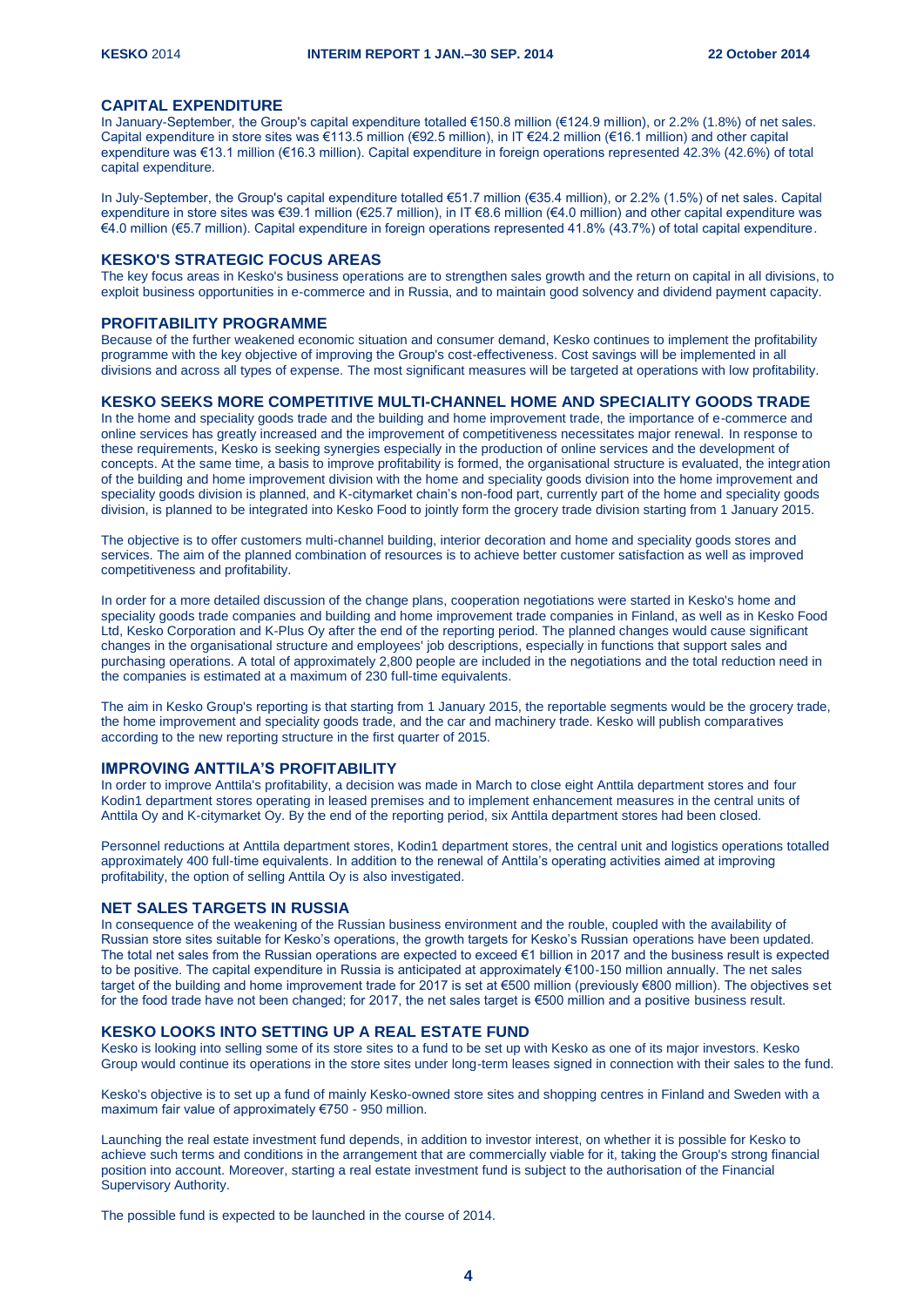## CAPITAL EXPENDITURE

In January-September, the Group's capital expenditure totalled €150.8 million (€124.9 million), or 2.2% (1.8%) of net sales. Capital expenditure in store sites was €113.5 million (€92.5 million), in IT €24.2 million (€16.1 million) and other capital expenditure was €13.1 million (€16.3 million). Capital expenditure in foreign operations represented 42.3% (42.6%) of total capital expenditure.

In July-September, the Group's capital expenditure totalled €51.7 million (€35.4 million), or 2.2% (1.5%) of net sales. Capital expenditure in store sites was €39.1 million (€25.7 million), in IT €8.6 million (€4.0 million) and other capital expenditure was €4.0 million (€5.7 million). Capital expenditure in foreign operations represented 41.8% (43.7%) of total capital expenditure.

## KESKO'S STRATEGIC FOCUS AREAS

The key focus areas in Kesko's business operations are to strengthen sales growth and the return on capital in all divisions, to exploit business opportunities in e-commerce and in Russia, and to maintain good solvency and dividend payment capacity.

## PROFITABILITY PROGRAMME

Because of the further weakened economic situation and consumer demand, Kesko continues to implement the profitability programme with the key objective of improving the Group's cost-effectiveness. Cost savings will be implemented in all divisions and across all types of expense. The most significant measures will be targeted at operations with low profitability.

## KESKO SEEKS MORE COMPETITIVE MULTI-CHANNEL HOME AND SPECIALITY GOODS TRADE

In the home and speciality goods trade and the building and home improvement trade, the importance of e-commerce and online services has greatly increased and the improvement of competitiveness necessitates major renewal. In response to these requirements, Kesko is seeking synergies especially in the production of online services and the development of concepts. At the same time, a basis to improve profitability is formed, the organisational structure is evaluated, the integration of the building and home improvement division with the home and speciality goods division into the home improvement and speciality goods division is planned, and K-citymarket chain's non-food part, currently part of the home and speciality goods division, is planned to be integrated into Kesko Food to jointly form the grocery trade division starting from 1 January 2015.

The objective is to offer customers multi-channel building, interior decoration and home and speciality goods stores and services. The aim of the planned combination of resources is to achieve better customer satisfaction as well as improved competitiveness and profitability.

In order for a more detailed discussion of the change plans, cooperation negotiations were started in Kesko's home and speciality goods trade companies and building and home improvement trade companies in Finland, as well as in Kesko Food Ltd, Kesko Corporation and K-Plus Oy after the end of the reporting period. The planned changes would cause significant changes in the organisational structure and employees' job descriptions, especially in functions that support sales and purchasing operations. A total of approximately 2,800 people are included in the negotiations and the total reduction need in the companies is estimated at a maximum of 230 full-time equivalents.

The aim in Kesko Group's reporting is that starting from 1 January 2015, the reportable segments would be the grocery trade, the home improvement and speciality goods trade, and the car and machinery trade. Kesko will publish comparatives according to the new reporting structure in the first quarter of 2015.

## IMPROVING ANTTILA'S PROFITABILITY

In order to improve Anttila's profitability, a decision was made in March to close eight Anttila department stores and four Kodin1 department stores operating in leased premises and to implement enhancement measures in the central units of Anttila Oy and K-citymarket Oy. By the end of the reporting period, six Anttila department stores had been closed.

Personnel reductions at Anttila department stores, Kodin1 department stores, the central unit and logistics operations totalled approximately 400 full-time equivalents. In addition to the renewal of Anttila's operating activities aimed at improving profitability, the option of selling Anttila Oy is also investigated.

## NET SALES TARGETS IN RUSSIA

In consequence of the weakening of the Russian business environment and the rouble, coupled with the availability of Russian store sites suitable for Kesko's operations, the growth targets for Kesko's Russian operations have been updated. The total net sales from the Russian operations are expected to exceed €1 billion in 2017 and the business result is expected to be positive. The capital expenditure in Russia is anticipated at approximately €100-150 million annually. The net sales target of the building and home improvement trade for 2017 is set at €500 million (previously €800 million). The objectives set for the food trade have not been changed; for 2017, the net sales target is €500 million and a positive business result.

## KESKO LOOKS INTO SETTING UP A REAL ESTATE FUND

Kesko is looking into selling some of its store sites to a fund to be set up with Kesko as one of its major investors. Kesko Group would continue its operations in the store sites under long-term leases signed in connection with their sales to the fund.

Kesko's objective is to set up a fund of mainly Kesko-owned store sites and shopping centres in Finland and Sweden with a maximum fair value of approximately €750 - 950 million.

Launching the real estate investment fund depends, in addition to investor interest, on whether it is possible for Kesko to achieve such terms and conditions in the arrangement that are commercially viable for it, taking the Group's strong financial position into account. Moreover, starting a real estate investment fund is subject to the authorisation of the Financial Supervisory Authority.

The possible fund is expected to be launched in the course of 2014.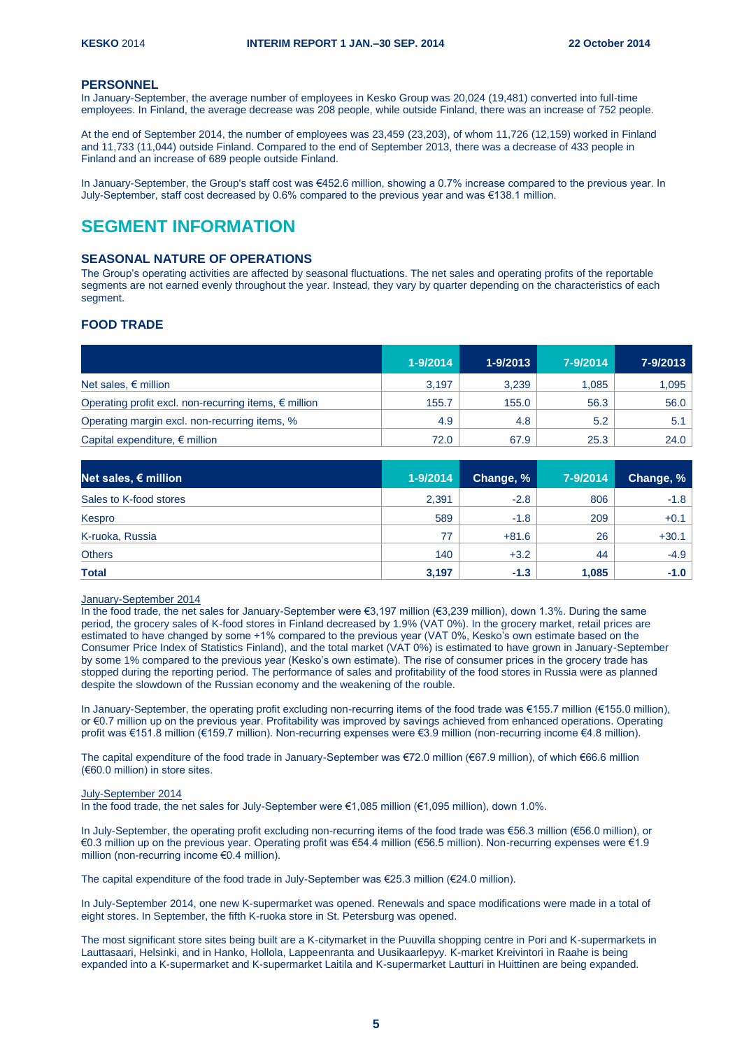## PERSONNEL

In January-September, the average number of employees in Kesko Group was 20,024 (19,481) converted into full-time employees. In Finland, the average decrease was 208 people, while outside Finland, there was an increase of 752 people.

At the end of September 2014, the number of employees was 23,459 (23,203), of whom 11,726 (12,159) worked in Finland and 11,733 (11,044) outside Finland. Compared to the end of September 2013, there was a decrease of 433 people in Finland and an increase of 689 people outside Finland.

In January-September, the Group's staff cost was €452.6 million, showing a 0.7% increase compared to the previous year. In July-September, staff cost decreased by 0.6% compared to the previous year and was €138.1 million.

# SEGMENT INFORMATION

## SEASONAL NATURE OF OPERATIONS

The Group's operating activities are affected by seasonal fluctuations. The net sales and operating profits of the reportable segments are not earned evenly throughout the year. Instead, they vary by quarter depending on the characteristics of each segment.

## FOOD TRADE

| | 1-9/2014 | 1-9/2013 | 7-9/2014 | 7-9/2013 |
|---|---|---|---|---|
| Net sales, € million | 3,197 | 3,239 | 1,085 | 1,095 |
| Operating profit excl. non-recurring items, € million | 155.7 | 155.0 | 56.3 | 56.0 |
| Operating margin excl. non-recurring items, % | 4.9 | 4.8 | 5.2 | 5.1 |
| Capital expenditure, € million | 72.0 | 67.9 | 25.3 | 24.0 |

| Net sales, € million | 1-9/2014 | Change, % | 7-9/2014 | Change, % |
|---|---|---|---|---|
| Sales to K-food stores | 2,391 | -2.8 | 806 | -1.8 |
| Kespro | 589 | -1.8 | 209 | +0.1 |
| K-ruoka, Russia | 77 | +81.6 | 26 | +30.1 |
| Others | 140 | +3.2 | 44 | -4.9 |
| **Total** | **3,197** | **-1.3** | **1,085** | **-1.0** |

January-September 2014

In the food trade, the net sales for January-September were €3,197 million (€3,239 million), down 1.3%. During the same period, the grocery sales of K-food stores in Finland decreased by 1.9% (VAT 0%). In the grocery market, retail prices are estimated to have changed by some +1% compared to the previous year (VAT 0%, Kesko's own estimate based on the Consumer Price Index of Statistics Finland), and the total market (VAT 0%) is estimated to have grown in January-September by some 1% compared to the previous year (Kesko's own estimate). The rise of consumer prices in the grocery trade has stopped during the reporting period. The performance of sales and profitability of the food stores in Russia were as planned despite the slowdown of the Russian economy and the weakening of the rouble.

In January-September, the operating profit excluding non-recurring items of the food trade was €155.7 million (€155.0 million), or €0.7 million up on the previous year. Profitability was improved by savings achieved from enhanced operations. Operating profit was €151.8 million (€159.7 million). Non-recurring expenses were €3.9 million (non-recurring income €4.8 million).

The capital expenditure of the food trade in January-September was €72.0 million (€67.9 million), of which €66.6 million (€60.0 million) in store sites.

July-September 2014

In the food trade, the net sales for July-September were €1,085 million (€1,095 million), down 1.0%.

In July-September, the operating profit excluding non-recurring items of the food trade was €56.3 million (€56.0 million), or €0.3 million up on the previous year. Operating profit was €54.4 million (€56.5 million). Non-recurring expenses were €1.9 million (non-recurring income €0.4 million).

The capital expenditure of the food trade in July-September was €25.3 million (€24.0 million).

In July-September 2014, one new K-supermarket was opened. Renewals and space modifications were made in a total of eight stores. In September, the fifth K-ruoka store in St. Petersburg was opened.

The most significant store sites being built are a K-citymarket in the Puuvilla shopping centre in Pori and K-supermarkets in Lauttasaari, Helsinki, and in Hanko, Hollola, Lappeenranta and Uusikaarlepyy. K-market Kreivintori in Raahe is being expanded into a K-supermarket and K-supermarket Laitila and K-supermarket Lautturi in Huittinen are being expanded.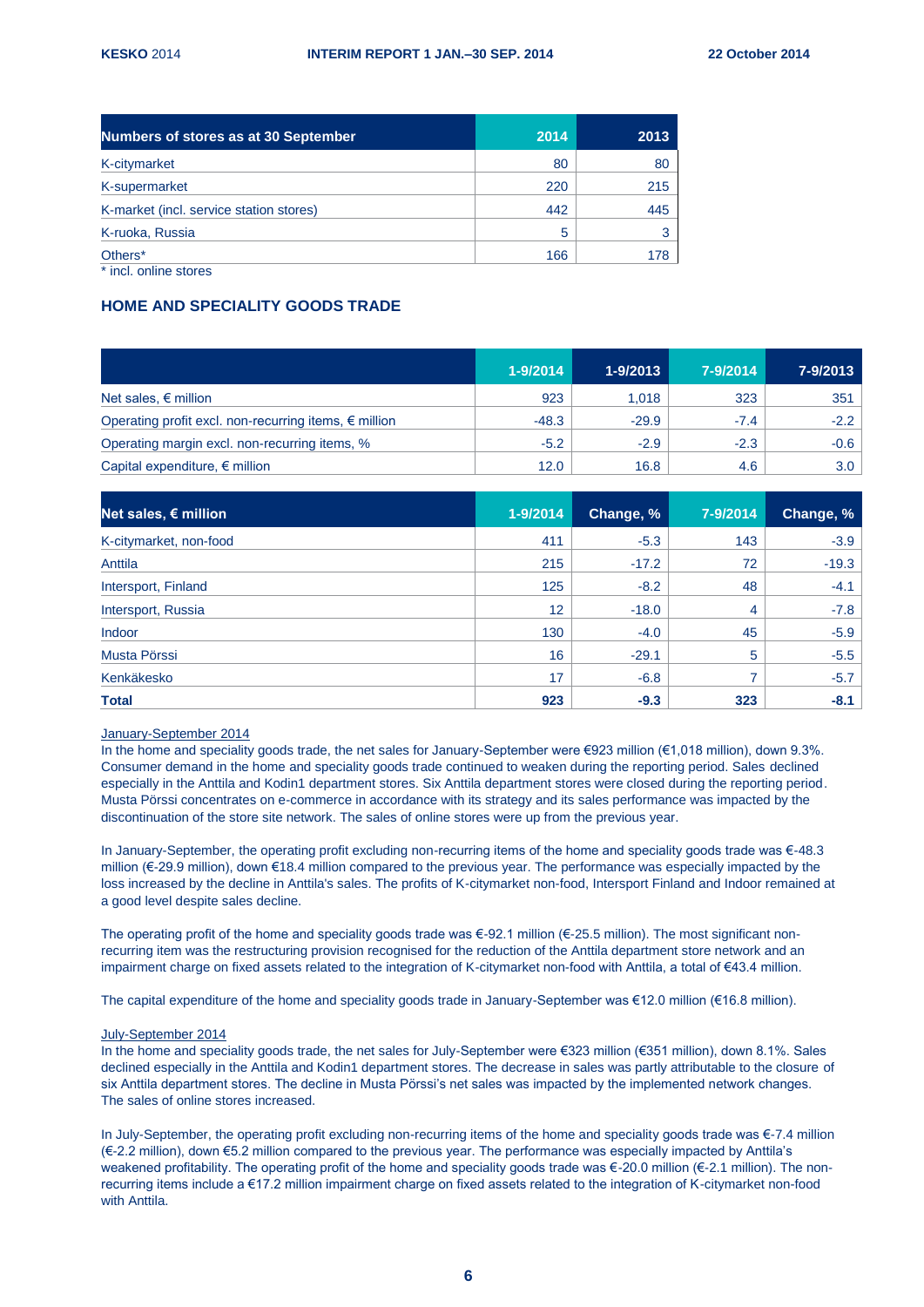| Numbers of stores as at 30 September | 2014 | 2013 |
|---|---|---|
| K-citymarket | 80 | 80 |
| K-supermarket | 220 | 215 |
| K-market (incl. service station stores) | 442 | 445 |
| K-ruoka, Russia | 5 | 3 |
| Others* | 166 | 178 |

\* incl. online stores

## HOME AND SPECIALITY GOODS TRADE

| | 1-9/2014 | 1-9/2013 | 7-9/2014 | 7-9/2013 |
|---|---|---|---|---|
| Net sales, € million | 923 | 1,018 | 323 | 351 |
| Operating profit excl. non-recurring items, € million | -48.3 | -29.9 | -7.4 | -2.2 |
| Operating margin excl. non-recurring items, % | -5.2 | -2.9 | -2.3 | -0.6 |
| Capital expenditure, € million | 12.0 | 16.8 | 4.6 | 3.0 |

| Net sales, € million | 1-9/2014 | Change, % | 7-9/2014 | Change, % |
|---|---|---|---|---|
| K-citymarket, non-food | 411 | -5.3 | 143 | -3.9 |
| Anttila | 215 | -17.2 | 72 | -19.3 |
| Intersport, Finland | 125 | -8.2 | 48 | -4.1 |
| Intersport, Russia | 12 | -18.0 | 4 | -7.8 |
| Indoor | 130 | -4.0 | 45 | -5.9 |
| Musta Pörssi | 16 | -29.1 | 5 | -5.5 |
| Kenkäkesko | 17 | -6.8 | 7 | -5.7 |
| **Total** | **923** | **-9.3** | **323** | **-8.1** |

January-September 2014

In the home and speciality goods trade, the net sales for January-September were €923 million (€1,018 million), down 9.3%. Consumer demand in the home and speciality goods trade continued to weaken during the reporting period. Sales declined especially in the Anttila and Kodin1 department stores. Six Anttila department stores were closed during the reporting period. Musta Pörssi concentrates on e-commerce in accordance with its strategy and its sales performance was impacted by the discontinuation of the store site network. The sales of online stores were up from the previous year.

In January-September, the operating profit excluding non-recurring items of the home and speciality goods trade was €-48.3 million (€-29.9 million), down €18.4 million compared to the previous year. The performance was especially impacted by the loss increased by the decline in Anttila's sales. The profits of K-citymarket non-food, Intersport Finland and Indoor remained at a good level despite sales decline.

The operating profit of the home and speciality goods trade was €-92.1 million (€-25.5 million). The most significant non-recurring item was the restructuring provision recognised for the reduction of the Anttila department store network and an impairment charge on fixed assets related to the integration of K-citymarket non-food with Anttila, a total of €43.4 million.

The capital expenditure of the home and speciality goods trade in January-September was €12.0 million (€16.8 million).

July-September 2014

In the home and speciality goods trade, the net sales for July-September were €323 million (€351 million), down 8.1%. Sales declined especially in the Anttila and Kodin1 department stores. The decrease in sales was partly attributable to the closure of six Anttila department stores. The decline in Musta Pörssi's net sales was impacted by the implemented network changes. The sales of online stores increased.

In July-September, the operating profit excluding non-recurring items of the home and speciality goods trade was €-7.4 million (€-2.2 million), down €5.2 million compared to the previous year. The performance was especially impacted by Anttila's weakened profitability. The operating profit of the home and speciality goods trade was €-20.0 million (€-2.1 million). The non-recurring items include a €17.2 million impairment charge on fixed assets related to the integration of K-citymarket non-food with Anttila.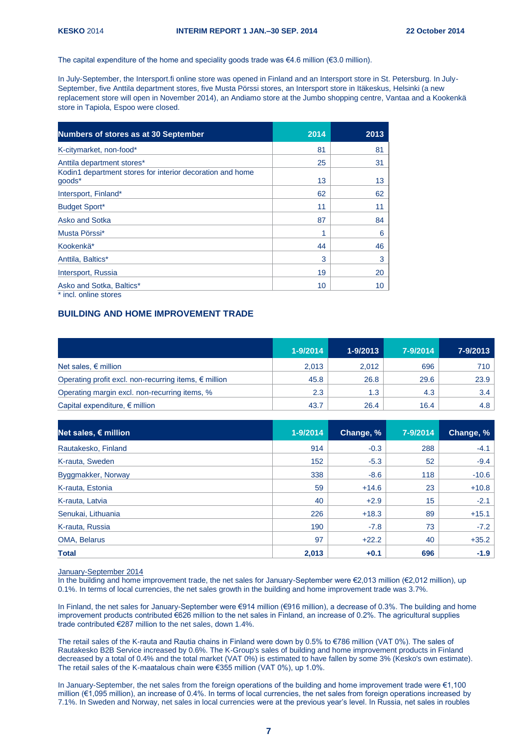The capital expenditure of the home and speciality goods trade was €4.6 million (€3.0 million).

In July-September, the Intersport.fi online store was opened in Finland and an Intersport store in St. Petersburg. In July-September, five Anttila department stores, five Musta Pörssi stores, an Intersport store in Itäkeskus, Helsinki (a new replacement store will open in November 2014), an Andiamo store at the Jumbo shopping centre, Vantaa and a Kookenkä store in Tapiola, Espoo were closed.

| Numbers of stores as at 30 September | 2014 | 2013 |
|---|---|---|
| K-citymarket, non-food* | 81 | 81 |
| Anttila department stores* | 25 | 31 |
| Kodin1 department stores for interior decoration and home goods* | 13 | 13 |
| Intersport, Finland* | 62 | 62 |
| Budget Sport* | 11 | 11 |
| Asko and Sotka | 87 | 84 |
| Musta Pörssi* | 1 | 6 |
| Kookenkä* | 44 | 46 |
| Anttila, Baltics* | 3 | 3 |
| Intersport, Russia | 19 | 20 |
| Asko and Sotka, Baltics* | 10 | 10 |

* incl. online stores

## BUILDING AND HOME IMPROVEMENT TRADE

| | 1-9/2014 | 1-9/2013 | 7-9/2014 | 7-9/2013 |
|---|---|---|---|---|
| Net sales, € million | 2,013 | 2,012 | 696 | 710 |
| Operating profit excl. non-recurring items, € million | 45.8 | 26.8 | 29.6 | 23.9 |
| Operating margin excl. non-recurring items, % | 2.3 | 1.3 | 4.3 | 3.4 |
| Capital expenditure, € million | 43.7 | 26.4 | 16.4 | 4.8 |

| Net sales, € million | 1-9/2014 | Change, % | 7-9/2014 | Change, % |
|---|---|---|---|---|
| Rautakesko, Finland | 914 | -0.3 | 288 | -4.1 |
| K-rauta, Sweden | 152 | -5.3 | 52 | -9.4 |
| Byggmakker, Norway | 338 | -8.6 | 118 | -10.6 |
| K-rauta, Estonia | 59 | +14.6 | 23 | +10.8 |
| K-rauta, Latvia | 40 | +2.9 | 15 | -2.1 |
| Senukai, Lithuania | 226 | +18.3 | 89 | +15.1 |
| K-rauta, Russia | 190 | -7.8 | 73 | -7.2 |
| OMA, Belarus | 97 | +22.2 | 40 | +35.2 |
| **Total** | **2,013** | **+0.1** | **696** | **-1.9** |

January-September 2014

In the building and home improvement trade, the net sales for January-September were €2,013 million (€2,012 million), up 0.1%. In terms of local currencies, the net sales growth in the building and home improvement trade was 3.7%.

In Finland, the net sales for January-September were €914 million (€916 million), a decrease of 0.3%. The building and home improvement products contributed €626 million to the net sales in Finland, an increase of 0.2%. The agricultural supplies trade contributed €287 million to the net sales, down 1.4%.

The retail sales of the K-rauta and Rautia chains in Finland were down by 0.5% to €786 million (VAT 0%). The sales of Rautakesko B2B Service increased by 0.6%. The K-Group's sales of building and home improvement products in Finland decreased by a total of 0.4% and the total market (VAT 0%) is estimated to have fallen by some 3% (Kesko's own estimate). The retail sales of the K-maatalous chain were €355 million (VAT 0%), up 1.0%.

In January-September, the net sales from the foreign operations of the building and home improvement trade were €1,100 million (€1,095 million), an increase of 0.4%. In terms of local currencies, the net sales from foreign operations increased by 7.1%. In Sweden and Norway, net sales in local currencies were at the previous year's level. In Russia, net sales in roubles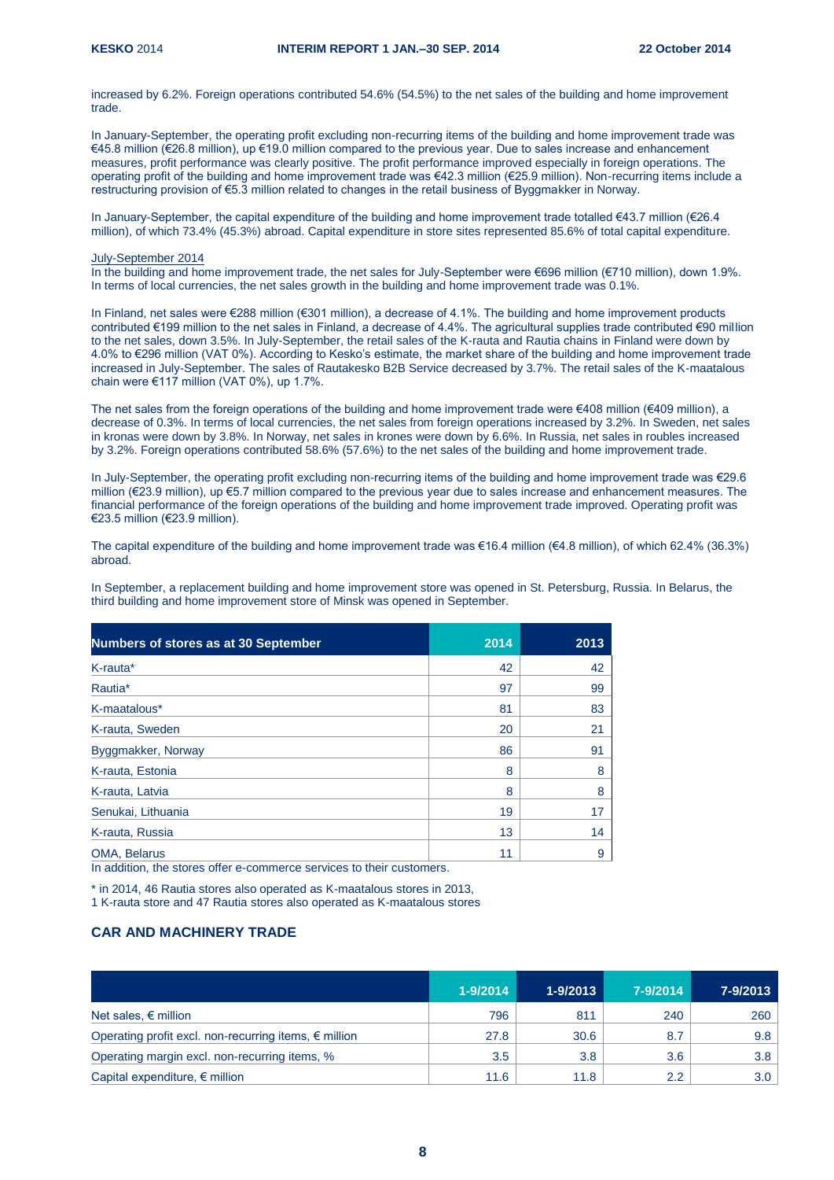increased by 6.2%. Foreign operations contributed 54.6% (54.5%) to the net sales of the building and home improvement trade.

In January-September, the operating profit excluding non-recurring items of the building and home improvement trade was €45.8 million (€26.8 million), up €19.0 million compared to the previous year. Due to sales increase and enhancement measures, profit performance was clearly positive. The profit performance improved especially in foreign operations. The operating profit of the building and home improvement trade was €42.3 million (€25.9 million). Non-recurring items include a restructuring provision of €5.3 million related to changes in the retail business of Byggmakker in Norway.

In January-September, the capital expenditure of the building and home improvement trade totalled €43.7 million (€26.4 million), of which 73.4% (45.3%) abroad. Capital expenditure in store sites represented 85.6% of total capital expenditure.

July-September 2014

In the building and home improvement trade, the net sales for July-September were €696 million (€710 million), down 1.9%. In terms of local currencies, the net sales growth in the building and home improvement trade was 0.1%.

In Finland, net sales were €288 million (€301 million), a decrease of 4.1%. The building and home improvement products contributed €199 million to the net sales in Finland, a decrease of 4.4%. The agricultural supplies trade contributed €90 million to the net sales, down 3.5%. In July-September, the retail sales of the K-rauta and Rautia chains in Finland were down by 4.0% to €296 million (VAT 0%). According to Kesko's estimate, the market share of the building and home improvement trade increased in July-September. The sales of Rautakesko B2B Service decreased by 3.7%. The retail sales of the K-maatalous chain were €117 million (VAT 0%), up 1.7%.

The net sales from the foreign operations of the building and home improvement trade were €408 million (€409 million), a decrease of 0.3%. In terms of local currencies, the net sales from foreign operations increased by 3.2%. In Sweden, net sales in kronas were down by 3.8%. In Norway, net sales in krones were down by 6.6%. In Russia, net sales in roubles increased by 3.2%. Foreign operations contributed 58.6% (57.6%) to the net sales of the building and home improvement trade.

In July-September, the operating profit excluding non-recurring items of the building and home improvement trade was €29.6 million (€23.9 million), up €5.7 million compared to the previous year due to sales increase and enhancement measures. The financial performance of the foreign operations of the building and home improvement trade improved. Operating profit was €23.5 million (€23.9 million).

The capital expenditure of the building and home improvement trade was €16.4 million (€4.8 million), of which 62.4% (36.3%) abroad.

In September, a replacement building and home improvement store was opened in St. Petersburg, Russia. In Belarus, the third building and home improvement store of Minsk was opened in September.

| Numbers of stores as at 30 September | 2014 | 2013 |
|---|---|---|
| K-rauta* | 42 | 42 |
| Rautia* | 97 | 99 |
| K-maatalous* | 81 | 83 |
| K-rauta, Sweden | 20 | 21 |
| Byggmakker, Norway | 86 | 91 |
| K-rauta, Estonia | 8 | 8 |
| K-rauta, Latvia | 8 | 8 |
| Senukai, Lithuania | 19 | 17 |
| K-rauta, Russia | 13 | 14 |
| OMA, Belarus | 11 | 9 |

In addition, the stores offer e-commerce services to their customers.

* in 2014, 46 Rautia stores also operated as K-maatalous stores in 2013, 1 K-rauta store and 47 Rautia stores also operated as K-maatalous stores

### CAR AND MACHINERY TRADE

| | 1-9/2014 | 1-9/2013 | 7-9/2014 | 7-9/2013 |
|---|---|---|---|---|
| Net sales, € million | 796 | 811 | 240 | 260 |
| Operating profit excl. non-recurring items, € million | 27.8 | 30.6 | 8.7 | 9.8 |
| Operating margin excl. non-recurring items, % | 3.5 | 3.8 | 3.6 | 3.8 |
| Capital expenditure, € million | 11.6 | 11.8 | 2.2 | 3.0 |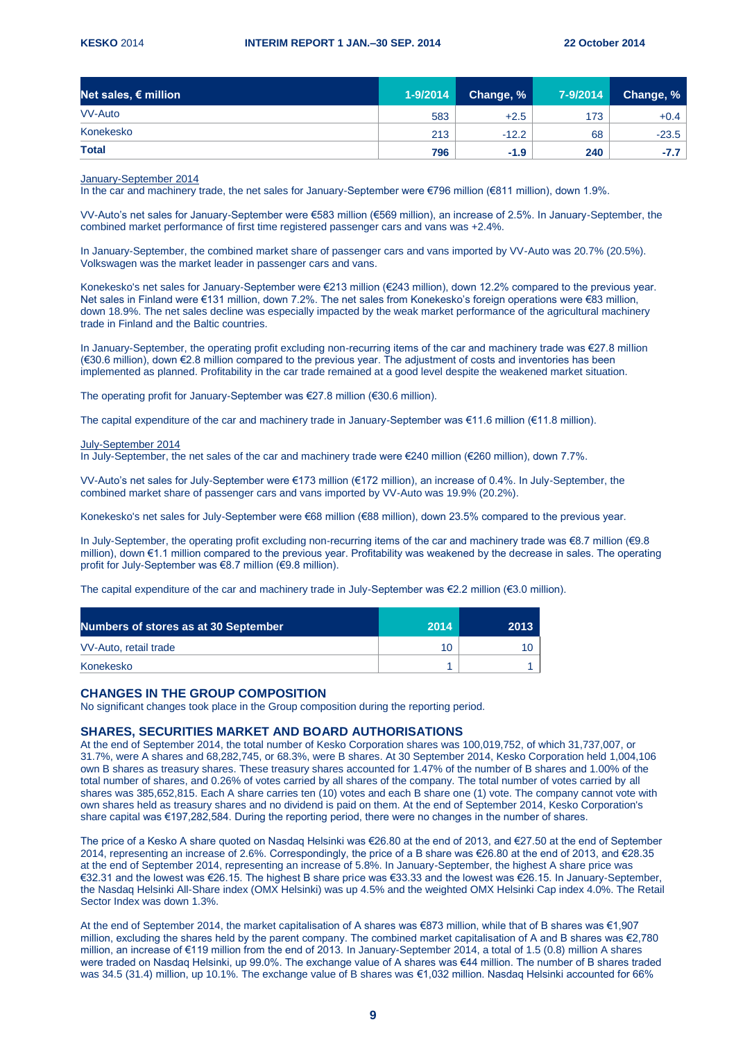| Net sales, € million | 1-9/2014 | Change, % | 7-9/2014 | Change, % |
|---|---|---|---|---|
| VV-Auto | 583 | +2.5 | 173 | +0.4 |
| Konekesko | 213 | -12.2 | 68 | -23.5 |
| **Total** | **796** | **-1.9** | **240** | **-7.7** |

January-September 2014

In the car and machinery trade, the net sales for January-September were €796 million (€811 million), down 1.9%.

VV-Auto's net sales for January-September were €583 million (€569 million), an increase of 2.5%. In January-September, the combined market performance of first time registered passenger cars and vans was +2.4%.

In January-September, the combined market share of passenger cars and vans imported by VV-Auto was 20.7% (20.5%). Volkswagen was the market leader in passenger cars and vans.

Konekesko's net sales for January-September were €213 million (€243 million), down 12.2% compared to the previous year. Net sales in Finland were €131 million, down 7.2%. The net sales from Konekesko's foreign operations were €83 million, down 18.9%. The net sales decline was especially impacted by the weak market performance of the agricultural machinery trade in Finland and the Baltic countries.

In January-September, the operating profit excluding non-recurring items of the car and machinery trade was €27.8 million (€30.6 million), down €2.8 million compared to the previous year. The adjustment of costs and inventories has been implemented as planned. Profitability in the car trade remained at a good level despite the weakened market situation.

The operating profit for January-September was €27.8 million (€30.6 million).

The capital expenditure of the car and machinery trade in January-September was €11.6 million (€11.8 million).

July-September 2014

In July-September, the net sales of the car and machinery trade were €240 million (€260 million), down 7.7%.

VV-Auto's net sales for July-September were €173 million (€172 million), an increase of 0.4%. In July-September, the combined market share of passenger cars and vans imported by VV-Auto was 19.9% (20.2%).

Konekesko's net sales for July-September were €68 million (€88 million), down 23.5% compared to the previous year.

In July-September, the operating profit excluding non-recurring items of the car and machinery trade was €8.7 million (€9.8 million), down €1.1 million compared to the previous year. Profitability was weakened by the decrease in sales. The operating profit for July-September was €8.7 million (€9.8 million).

The capital expenditure of the car and machinery trade in July-September was €2.2 million (€3.0 million).

| Numbers of stores as at 30 September | 2014 | 2013 |
|---|---|---|
| VV-Auto, retail trade | 10 | 10 |
| Konekesko | 1 | 1 |

## CHANGES IN THE GROUP COMPOSITION

No significant changes took place in the Group composition during the reporting period.

## SHARES, SECURITIES MARKET AND BOARD AUTHORISATIONS

At the end of September 2014, the total number of Kesko Corporation shares was 100,019,752, of which 31,737,007, or 31.7%, were A shares and 68,282,745, or 68.3%, were B shares. At 30 September 2014, Kesko Corporation held 1,004,106 own B shares as treasury shares. These treasury shares accounted for 1.47% of the number of B shares and 1.00% of the total number of shares, and 0.26% of votes carried by all shares of the company. The total number of votes carried by all shares was 385,652,815. Each A share carries ten (10) votes and each B share one (1) vote. The company cannot vote with own shares held as treasury shares and no dividend is paid on them. At the end of September 2014, Kesko Corporation's share capital was €197,282,584. During the reporting period, there were no changes in the number of shares.

The price of a Kesko A share quoted on Nasdaq Helsinki was €26.80 at the end of 2013, and €27.50 at the end of September 2014, representing an increase of 2.6%. Correspondingly, the price of a B share was €26.80 at the end of 2013, and €28.35 at the end of September 2014, representing an increase of 5.8%. In January-September, the highest A share price was €32.31 and the lowest was €26.15. The highest B share price was €33.33 and the lowest was €26.15. In January-September, the Nasdaq Helsinki All-Share index (OMX Helsinki) was up 4.5% and the weighted OMX Helsinki Cap index 4.0%. The Retail Sector Index was down 1.3%.

At the end of September 2014, the market capitalisation of A shares was €873 million, while that of B shares was €1,907 million, excluding the shares held by the parent company. The combined market capitalisation of A and B shares was €2,780 million, an increase of €119 million from the end of 2013. In January-September 2014, a total of 1.5 (0.8) million A shares were traded on Nasdaq Helsinki, up 99.0%. The exchange value of A shares was €44 million. The number of B shares traded was 34.5 (31.4) million, up 10.1%. The exchange value of B shares was €1,032 million. Nasdaq Helsinki accounted for 66%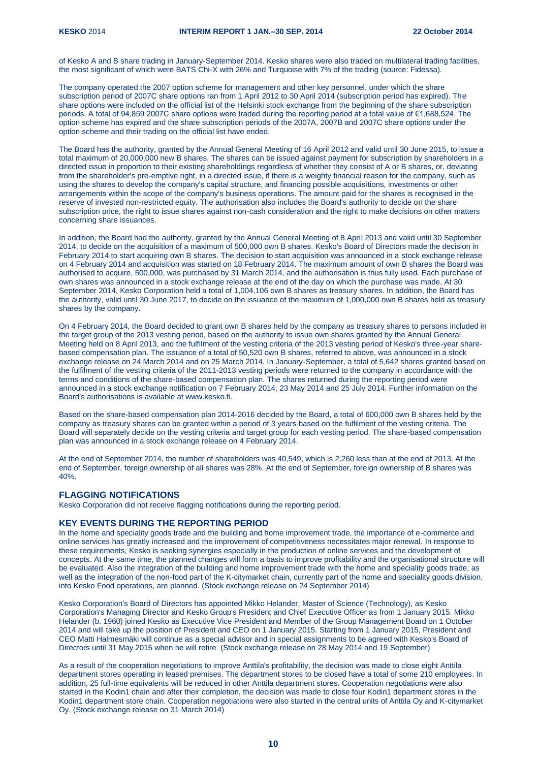of Kesko A and B share trading in January-September 2014. Kesko shares were also traded on multilateral trading facilities, the most significant of which were BATS Chi-X with 26% and Turquoise with 7% of the trading (source: Fidessa).

The company operated the 2007 option scheme for management and other key personnel, under which the share subscription period of 2007C share options ran from 1 April 2012 to 30 April 2014 (subscription period has expired). The share options were included on the official list of the Helsinki stock exchange from the beginning of the share subscription periods. A total of 94,859 2007C share options were traded during the reporting period at a total value of €1,688,524. The option scheme has expired and the share subscription periods of the 2007A, 2007B and 2007C share options under the option scheme and their trading on the official list have ended.

The Board has the authority, granted by the Annual General Meeting of 16 April 2012 and valid until 30 June 2015, to issue a total maximum of 20,000,000 new B shares. The shares can be issued against payment for subscription by shareholders in a directed issue in proportion to their existing shareholdings regardless of whether they consist of A or B shares, or, deviating from the shareholder's pre-emptive right, in a directed issue, if there is a weighty financial reason for the company, such as using the shares to develop the company's capital structure, and financing possible acquisitions, investments or other arrangements within the scope of the company's business operations. The amount paid for the shares is recognised in the reserve of invested non-restricted equity. The authorisation also includes the Board's authority to decide on the share subscription price, the right to issue shares against non-cash consideration and the right to make decisions on other matters concerning share issuances.

In addition, the Board had the authority, granted by the Annual General Meeting of 8 April 2013 and valid until 30 September 2014, to decide on the acquisition of a maximum of 500,000 own B shares. Kesko's Board of Directors made the decision in February 2014 to start acquiring own B shares. The decision to start acquisition was announced in a stock exchange release on 4 February 2014 and acquisition was started on 18 February 2014. The maximum amount of own B shares the Board was authorised to acquire, 500,000, was purchased by 31 March 2014, and the authorisation is thus fully used. Each purchase of own shares was announced in a stock exchange release at the end of the day on which the purchase was made. At 30 September 2014, Kesko Corporation held a total of 1,004,106 own B shares as treasury shares. In addition, the Board has the authority, valid until 30 June 2017, to decide on the issuance of the maximum of 1,000,000 own B shares held as treasury shares by the company.

On 4 February 2014, the Board decided to grant own B shares held by the company as treasury shares to persons included in the target group of the 2013 vesting period, based on the authority to issue own shares granted by the Annual General Meeting held on 8 April 2013, and the fulfilment of the vesting criteria of the 2013 vesting period of Kesko's three-year share-based compensation plan. The issuance of a total of 50,520 own B shares, referred to above, was announced in a stock exchange release on 24 March 2014 and on 25 March 2014. In January-September, a total of 5,642 shares granted based on the fulfilment of the vesting criteria of the 2011-2013 vesting periods were returned to the company in accordance with the terms and conditions of the share-based compensation plan. The shares returned during the reporting period were announced in a stock exchange notification on 7 February 2014, 23 May 2014 and 25 July 2014. Further information on the Board's authorisations is available at www.kesko.fi.

Based on the share-based compensation plan 2014-2016 decided by the Board, a total of 600,000 own B shares held by the company as treasury shares can be granted within a period of 3 years based on the fulfilment of the vesting criteria. The Board will separately decide on the vesting criteria and target group for each vesting period. The share-based compensation plan was announced in a stock exchange release on 4 February 2014.

At the end of September 2014, the number of shareholders was 40,549, which is 2,260 less than at the end of 2013. At the end of September, foreign ownership of all shares was 28%. At the end of September, foreign ownership of B shares was 40%.

## FLAGGING NOTIFICATIONS

Kesko Corporation did not receive flagging notifications during the reporting period.

## KEY EVENTS DURING THE REPORTING PERIOD

In the home and speciality goods trade and the building and home improvement trade, the importance of e-commerce and online services has greatly increased and the improvement of competitiveness necessitates major renewal. In response to these requirements, Kesko is seeking synergies especially in the production of online services and the development of concepts. At the same time, the planned changes will form a basis to improve profitability and the organisational structure will be evaluated. Also the integration of the building and home improvement trade with the home and speciality goods trade, as well as the integration of the non-food part of the K-citymarket chain, currently part of the home and speciality goods division, into Kesko Food operations, are planned. (Stock exchange release on 24 September 2014)

Kesko Corporation's Board of Directors has appointed Mikko Helander, Master of Science (Technology), as Kesko Corporation's Managing Director and Kesko Group's President and Chief Executive Officer as from 1 January 2015. Mikko Helander (b. 1960) joined Kesko as Executive Vice President and Member of the Group Management Board on 1 October 2014 and will take up the position of President and CEO on 1 January 2015. Starting from 1 January 2015, President and CEO Matti Halmesmäki will continue as a special advisor and in special assignments to be agreed with Kesko's Board of Directors until 31 May 2015 when he will retire. (Stock exchange release on 28 May 2014 and 19 September)

As a result of the cooperation negotiations to improve Anttila's profitability, the decision was made to close eight Anttila department stores operating in leased premises. The department stores to be closed have a total of some 210 employees. In addition, 25 full-time equivalents will be reduced in other Anttila department stores. Cooperation negotiations were also started in the Kodin1 chain and after their completion, the decision was made to close four Kodin1 department stores in the Kodin1 department store chain. Cooperation negotiations were also started in the central units of Anttila Oy and K-citymarket Oy. (Stock exchange release on 31 March 2014)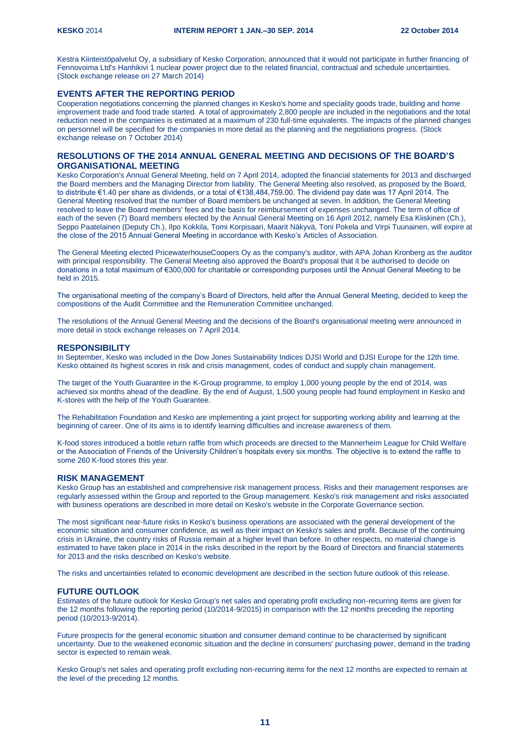Kestra Kiinteistöpalvelut Oy, a subsidiary of Kesko Corporation, announced that it would not participate in further financing of Fennovoima Ltd's Hanhikivi 1 nuclear power project due to the related financial, contractual and schedule uncertainties. (Stock exchange release on 27 March 2014)

## EVENTS AFTER THE REPORTING PERIOD

Cooperation negotiations concerning the planned changes in Kesko's home and speciality goods trade, building and home improvement trade and food trade started. A total of approximately 2,800 people are included in the negotiations and the total reduction need in the companies is estimated at a maximum of 230 full-time equivalents. The impacts of the planned changes on personnel will be specified for the companies in more detail as the planning and the negotiations progress. (Stock exchange release on 7 October 2014)

## RESOLUTIONS OF THE 2014 ANNUAL GENERAL MEETING AND DECISIONS OF THE BOARD'S ORGANISATIONAL MEETING

Kesko Corporation's Annual General Meeting, held on 7 April 2014, adopted the financial statements for 2013 and discharged the Board members and the Managing Director from liability. The General Meeting also resolved, as proposed by the Board, to distribute €1.40 per share as dividends, or a total of €138,484,759.00. The dividend pay date was 17 April 2014. The General Meeting resolved that the number of Board members be unchanged at seven. In addition, the General Meeting resolved to leave the Board members' fees and the basis for reimbursement of expenses unchanged. The term of office of each of the seven (7) Board members elected by the Annual General Meeting on 16 April 2012, namely Esa Kiiskinen (Ch.), Seppo Paatelainen (Deputy Ch.), Ilpo Kokkila, Tomi Korpisaari, Maarit Näkyvä, Toni Pokela and Virpi Tuunainen, will expire at the close of the 2015 Annual General Meeting in accordance with Kesko's Articles of Association.

The General Meeting elected PricewaterhouseCoopers Oy as the company's auditor, with APA Johan Kronberg as the auditor with principal responsibility. The General Meeting also approved the Board's proposal that it be authorised to decide on donations in a total maximum of €300,000 for charitable or corresponding purposes until the Annual General Meeting to be held in 2015.

The organisational meeting of the company's Board of Directors, held after the Annual General Meeting, decided to keep the compositions of the Audit Committee and the Remuneration Committee unchanged.

The resolutions of the Annual General Meeting and the decisions of the Board's organisational meeting were announced in more detail in stock exchange releases on 7 April 2014.

## RESPONSIBILITY

In September, Kesko was included in the Dow Jones Sustainability Indices DJSI World and DJSI Europe for the 12th time. Kesko obtained its highest scores in risk and crisis management, codes of conduct and supply chain management.

The target of the Youth Guarantee in the K-Group programme, to employ 1,000 young people by the end of 2014, was achieved six months ahead of the deadline. By the end of August, 1,500 young people had found employment in Kesko and K-stores with the help of the Youth Guarantee.

The Rehabilitation Foundation and Kesko are implementing a joint project for supporting working ability and learning at the beginning of career. One of its aims is to identify learning difficulties and increase awareness of them.

K-food stores introduced a bottle return raffle from which proceeds are directed to the Mannerheim League for Child Welfare or the Association of Friends of the University Children's hospitals every six months. The objective is to extend the raffle to some 260 K-food stores this year.

## RISK MANAGEMENT

Kesko Group has an established and comprehensive risk management process. Risks and their management responses are regularly assessed within the Group and reported to the Group management. Kesko's risk management and risks associated with business operations are described in more detail on Kesko's website in the Corporate Governance section.

The most significant near-future risks in Kesko's business operations are associated with the general development of the economic situation and consumer confidence, as well as their impact on Kesko's sales and profit. Because of the continuing crisis in Ukraine, the country risks of Russia remain at a higher level than before. In other respects, no material change is estimated to have taken place in 2014 in the risks described in the report by the Board of Directors and financial statements for 2013 and the risks described on Kesko's website.

The risks and uncertainties related to economic development are described in the section future outlook of this release.

## FUTURE OUTLOOK

Estimates of the future outlook for Kesko Group's net sales and operating profit excluding non-recurring items are given for the 12 months following the reporting period (10/2014-9/2015) in comparison with the 12 months preceding the reporting period (10/2013-9/2014).

Future prospects for the general economic situation and consumer demand continue to be characterised by significant uncertainty. Due to the weakened economic situation and the decline in consumers' purchasing power, demand in the trading sector is expected to remain weak.

Kesko Group's net sales and operating profit excluding non-recurring items for the next 12 months are expected to remain at the level of the preceding 12 months.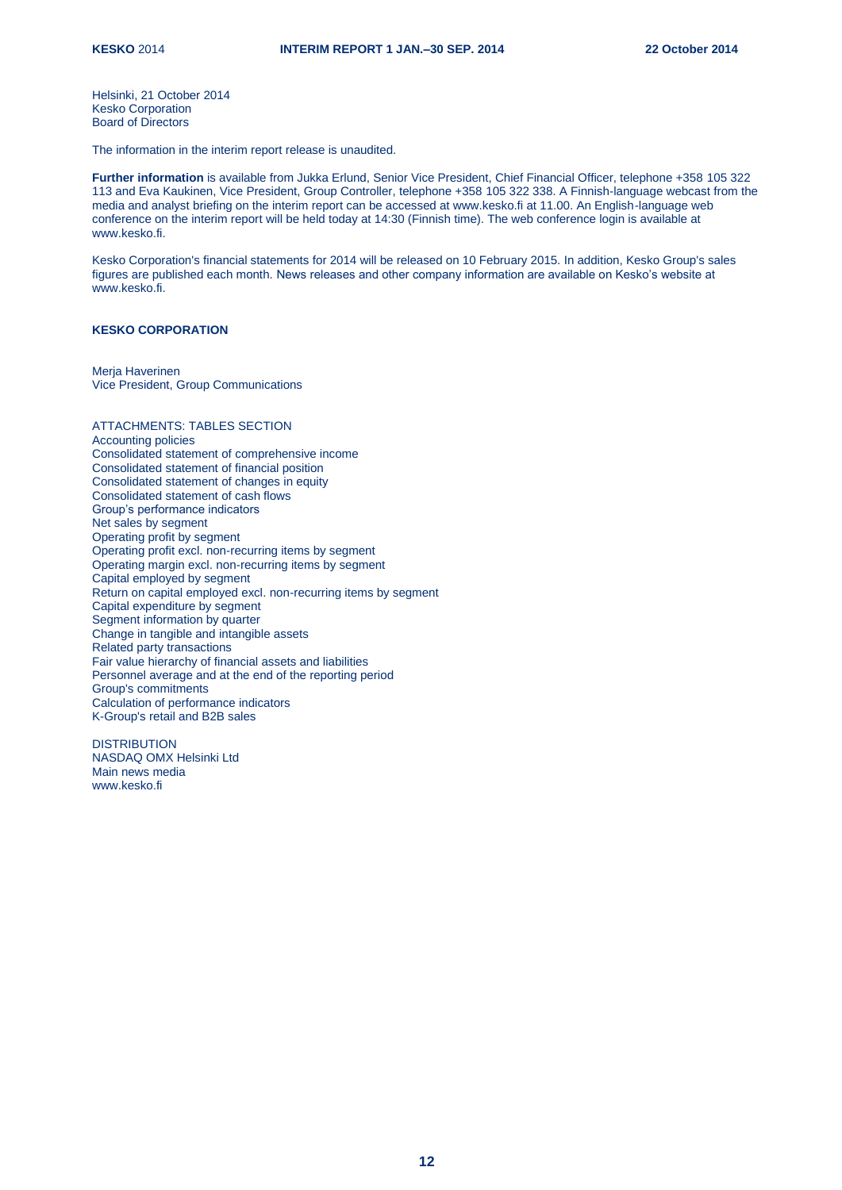Helsinki, 21 October 2014
Kesko Corporation
Board of Directors

The information in the interim report release is unaudited.

**Further information** is available from Jukka Erlund, Senior Vice President, Chief Financial Officer, telephone +358 105 322 113 and Eva Kaukinen, Vice President, Group Controller, telephone +358 105 322 338. A Finnish-language webcast from the media and analyst briefing on the interim report can be accessed at www.kesko.fi at 11.00. An English-language web conference on the interim report will be held today at 14:30 (Finnish time). The web conference login is available at www.kesko.fi.

Kesko Corporation's financial statements for 2014 will be released on 10 February 2015. In addition, Kesko Group's sales figures are published each month. News releases and other company information are available on Kesko's website at www.kesko.fi.

**KESKO CORPORATION**

Merja Haverinen
Vice President, Group Communications

ATTACHMENTS: TABLES SECTION
Accounting policies
Consolidated statement of comprehensive income
Consolidated statement of financial position
Consolidated statement of changes in equity
Consolidated statement of cash flows
Group's performance indicators
Net sales by segment
Operating profit by segment
Operating profit excl. non-recurring items by segment
Operating margin excl. non-recurring items by segment
Capital employed by segment
Return on capital employed excl. non-recurring items by segment
Capital expenditure by segment
Segment information by quarter
Change in tangible and intangible assets
Related party transactions
Fair value hierarchy of financial assets and liabilities
Personnel average and at the end of the reporting period
Group's commitments
Calculation of performance indicators
K-Group's retail and B2B sales

DISTRIBUTION
NASDAQ OMX Helsinki Ltd
Main news media
www.kesko.fi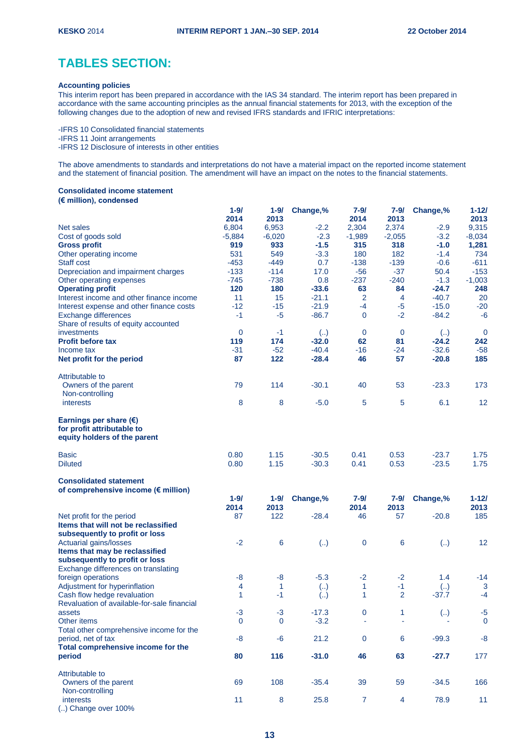# TABLES SECTION:

### Accounting policies

This interim report has been prepared in accordance with the IAS 34 standard. The interim report has been prepared in accordance with the same accounting principles as the annual financial statements for 2013, with the exception of the following changes due to the adoption of new and revised IFRS standards and IFRIC interpretations:

-IFRS 10 Consolidated financial statements
-IFRS 11 Joint arrangements
-IFRS 12 Disclosure of interests in other entities

The above amendments to standards and interpretations do not have a material impact on the reported income statement and the statement of financial position. The amendment will have an impact on the notes to the financial statements.

### Consolidated income statement
**(€ million), condensed**

| | 1-9/ 2014 | 1-9/ 2013 | Change,% | 7-9/ 2014 | 7-9/ 2013 | Change,% | 1-12/ 2013 |
|---|---|---|---|---|---|---|---|
| Net sales | 6,804 | 6,953 | -2.2 | 2,304 | 2,374 | -2.9 | 9,315 |
| Cost of goods sold | -5,884 | -6,020 | -2.3 | -1,989 | -2,055 | -3.2 | -8,034 |
| **Gross profit** | **919** | **933** | **-1.5** | **315** | **318** | **-1.0** | **1,281** |
| Other operating income | 531 | 549 | -3.3 | 180 | 182 | -1.4 | 734 |
| Staff cost | -453 | -449 | 0.7 | -138 | -139 | -0.6 | -611 |
| Depreciation and impairment charges | -133 | -114 | 17.0 | -56 | -37 | 50.4 | -153 |
| Other operating expenses | -745 | -738 | 0.8 | -237 | -240 | -1.3 | -1,003 |
| **Operating profit** | **120** | **180** | **-33.6** | **63** | **84** | **-24.7** | **248** |
| Interest income and other finance income | 11 | 15 | -21.1 | 2 | 4 | -40.7 | 20 |
| Interest expense and other finance costs | -12 | -15 | -21.9 | -4 | -5 | -15.0 | -20 |
| Exchange differences | -1 | -5 | -86.7 | 0 | -2 | -84.2 | -6 |
| Share of results of equity accounted investments | 0 | -1 | (..) | 0 | 0 | (..) | 0 |
| **Profit before tax** | **119** | **174** | **-32.0** | **62** | **81** | **-24.2** | **242** |
| Income tax | -31 | -52 | -40.4 | -16 | -24 | -32.6 | -58 |
| **Net profit for the period** | **87** | **122** | **-28.4** | **46** | **57** | **-20.8** | **185** |
| | | | | | | | |
| Attributable to | | | | | | | |
| Owners of the parent | 79 | 114 | -30.1 | 40 | 53 | -23.3 | 173 |
| Non-controlling interests | 8 | 8 | -5.0 | 5 | 5 | 6.1 | 12 |
| | | | | | | | |
| **Earnings per share (€) for profit attributable to equity holders of the parent** | | | | | | | |
| Basic | 0.80 | 1.15 | -30.5 | 0.41 | 0.53 | -23.7 | 1.75 |
| Diluted | 0.80 | 1.15 | -30.3 | 0.41 | 0.53 | -23.5 | 1.75 |

### Consolidated statement of comprehensive income (€ million)

| | 1-9/ 2014 | 1-9/ 2013 | Change,% | 7-9/ 2014 | 7-9/ 2013 | Change,% | 1-12/ 2013 |
|---|---|---|---|---|---|---|---|
| Net profit for the period | 87 | 122 | -28.4 | 46 | 57 | -20.8 | 185 |
| **Items that will not be reclassified subsequently to profit or loss** | | | | | | | |
| Actuarial gains/losses | -2 | 6 | (..) | 0 | 6 | (..) | 12 |
| **Items that may be reclassified subsequently to profit or loss** | | | | | | | |
| Exchange differences on translating foreign operations | -8 | -8 | -5.3 | -2 | -2 | 1.4 | -14 |
| Adjustment for hyperinflation | 4 | 1 | (..) | 1 | -1 | (..) | 3 |
| Cash flow hedge revaluation | 1 | -1 | (..) | 1 | 2 | -37.7 | -4 |
| Revaluation of available-for-sale financial assets | -3 | -3 | -17.3 | 0 | 1 | (..) | -5 |
| Other items | 0 | 0 | -3.2 | - | - | - | 0 |
| Total other comprehensive income for the period, net of tax | -8 | -6 | 21.2 | 0 | 6 | -99.3 | -8 |
| **Total comprehensive income for the period** | **80** | **116** | **-31.0** | **46** | **63** | **-27.7** | 177 |
| | | | | | | | |
| Attributable to | | | | | | | |
| Owners of the parent | 69 | 108 | -35.4 | 39 | 59 | -34.5 | 166 |
| Non-controlling interests | 11 | 8 | 25.8 | 7 | 4 | 78.9 | 11 |

(..) Change over 100%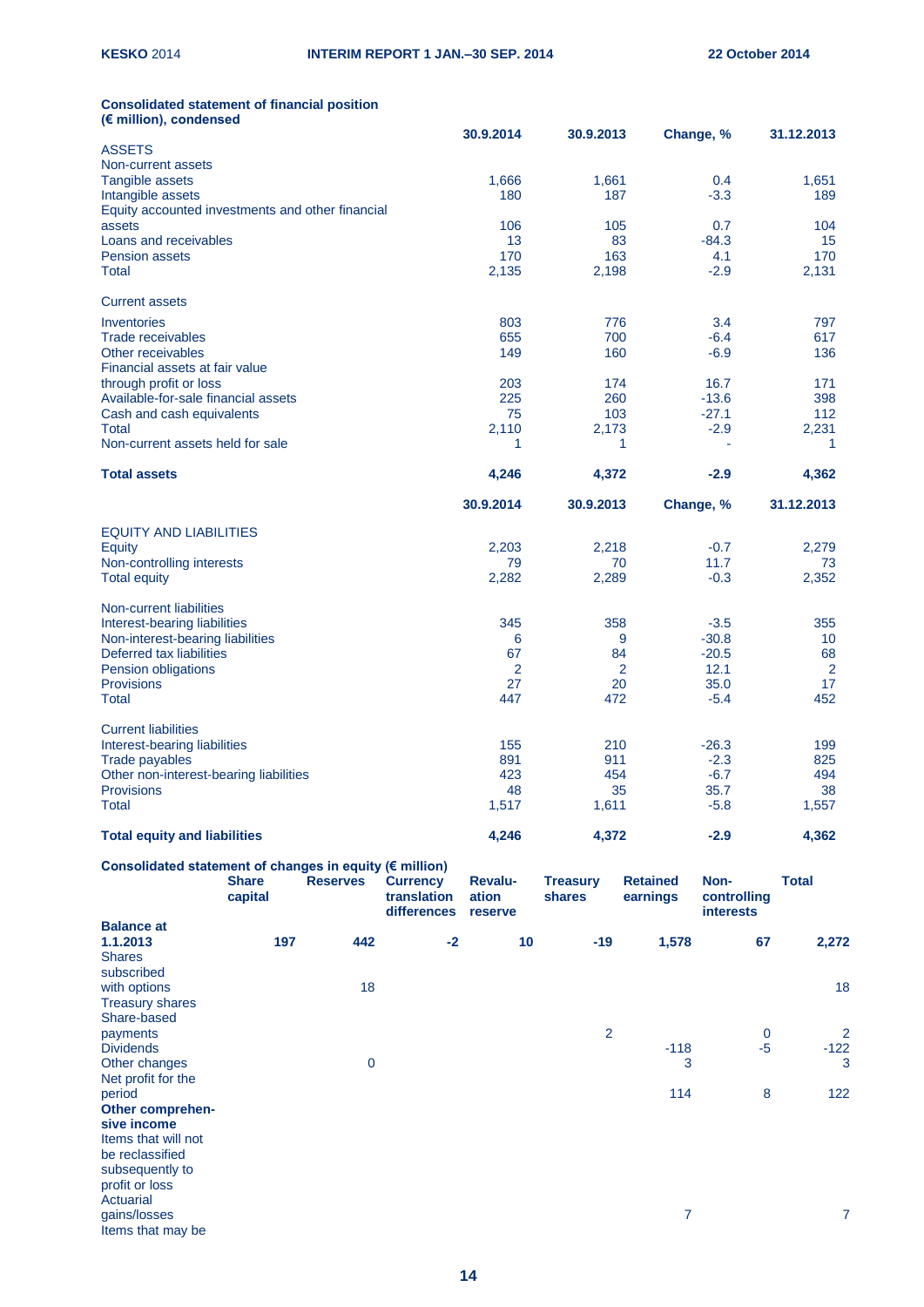### Consolidated statement of financial position (€ million), condensed

| | 30.9.2014 | 30.9.2013 | Change, % | 31.12.2013 |
|---|---|---|---|---|
| ASSETS | | | | |
| Non-current assets | | | | |
| Tangible assets | 1,666 | 1,661 | 0.4 | 1,651 |
| Intangible assets | 180 | 187 | -3.3 | 189 |
| Equity accounted investments and other financial assets | 106 | 105 | 0.7 | 104 |
| Loans and receivables | 13 | 83 | -84.3 | 15 |
| Pension assets | 170 | 163 | 4.1 | 170 |
| Total | 2,135 | 2,198 | -2.9 | 2,131 |
| Current assets | | | | |
| Inventories | 803 | 776 | 3.4 | 797 |
| Trade receivables | 655 | 700 | -6.4 | 617 |
| Other receivables | 149 | 160 | -6.9 | 136 |
| Financial assets at fair value through profit or loss | 203 | 174 | 16.7 | 171 |
| Available-for-sale financial assets | 225 | 260 | -13.6 | 398 |
| Cash and cash equivalents | 75 | 103 | -27.1 | 112 |
| Total | 2,110 | 2,173 | -2.9 | 2,231 |
| Non-current assets held for sale | 1 | 1 | - | 1 |
| **Total assets** | **4,246** | **4,372** | **-2.9** | **4,362** |

| | 30.9.2014 | 30.9.2013 | Change, % | 31.12.2013 |
|---|---|---|---|---|
| EQUITY AND LIABILITIES | | | | |
| Equity | 2,203 | 2,218 | -0.7 | 2,279 |
| Non-controlling interests | 79 | 70 | 11.7 | 73 |
| Total equity | 2,282 | 2,289 | -0.3 | 2,352 |
| Non-current liabilities | | | | |
| Interest-bearing liabilities | 345 | 358 | -3.5 | 355 |
| Non-interest-bearing liabilities | 6 | 9 | -30.8 | 10 |
| Deferred tax liabilities | 67 | 84 | -20.5 | 68 |
| Pension obligations | 2 | 2 | 12.1 | 2 |
| Provisions | 27 | 20 | 35.0 | 17 |
| Total | 447 | 472 | -5.4 | 452 |
| Current liabilities | | | | |
| Interest-bearing liabilities | 155 | 210 | -26.3 | 199 |
| Trade payables | 891 | 911 | -2.3 | 825 |
| Other non-interest-bearing liabilities | 423 | 454 | -6.7 | 494 |
| Provisions | 48 | 35 | 35.7 | 38 |
| Total | 1,517 | 1,611 | -5.8 | 1,557 |
| **Total equity and liabilities** | **4,246** | **4,372** | **-2.9** | **4,362** |

### Consolidated statement of changes in equity (€ million)

| | Share capital | Reserves | Currency translation differences | Revaluation reserve | Treasury shares | Retained earnings | Non-controlling interests | Total |
|---|---|---|---|---|---|---|---|---|
| **Balance at 1.1.2013** | **197** | **442** | **-2** | **10** | **-19** | **1,578** | **67** | **2,272** |
| Shares subscribed with options | | 18 | | | | | | 18 |
| Treasury shares | | | | | | | | |
| Share-based payments | | | | | 2 | | 0 | 2 |
| Dividends | | | | | | -118 | -5 | -122 |
| Other changes | | 0 | | | | 3 | | 3 |
| Net profit for the period | | | | | | 114 | 8 | 122 |
| **Other comprehensive income** | | | | | | | | |
| Items that will not be reclassified subsequently to profit or loss | | | | | | | | |
| Actuarial gains/losses | | | | | | 7 | | 7 |
| Items that may be | | | | | | | | |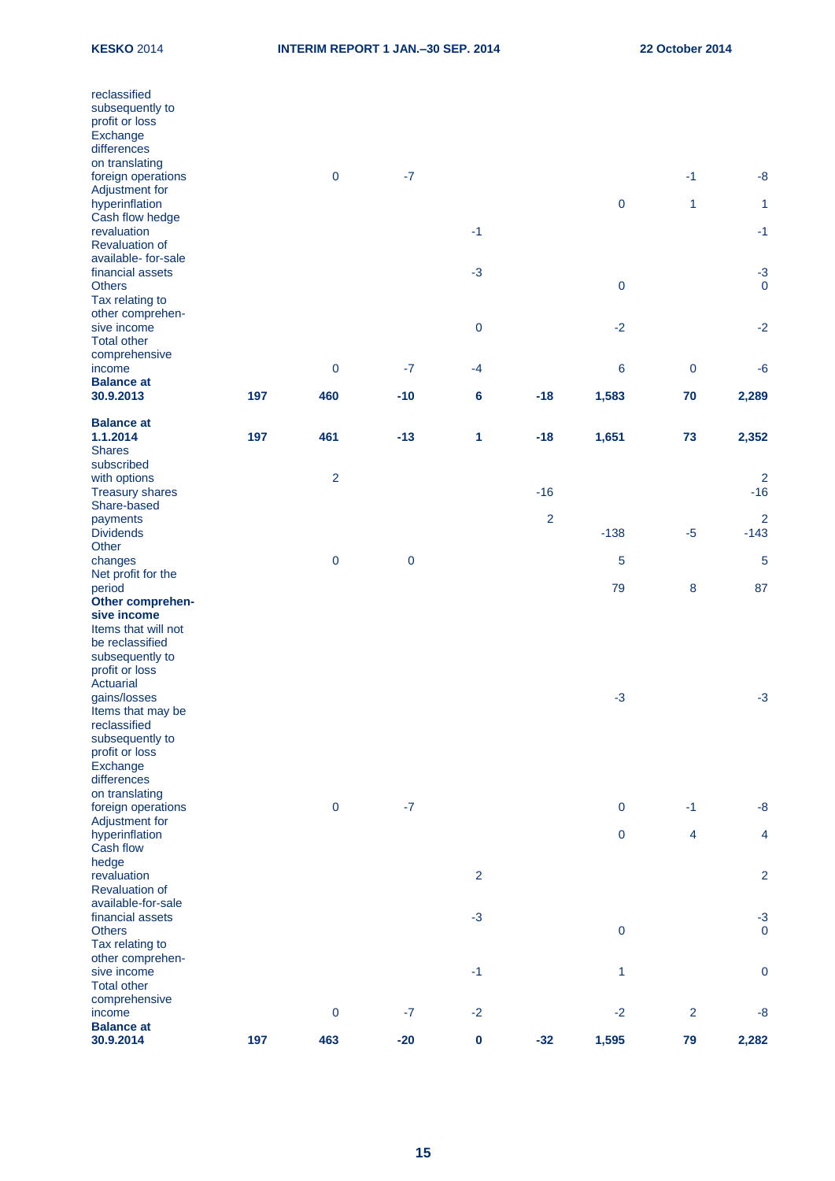| | | | | | | | | |
|---|---|---|---|---|---|---|---|---|
| reclassified subsequently to profit or loss | | | | | | | | |
| Exchange differences on translating foreign operations | | 0 | -7 | | | | -1 | -8 |
| Adjustment for hyperinflation | | | | | | 0 | 1 | 1 |
| Cash flow hedge revaluation | | | | -1 | | | | -1 |
| Revaluation of available- for-sale financial assets | | | | -3 | | | | -3 |
| Others | | | | | | 0 | | 0 |
| Tax relating to other comprehen-sive income | | | | 0 | | -2 | | -2 |
| Total other comprehensive income | | 0 | -7 | -4 | | 6 | 0 | -6 |
| **Balance at 30.9.2013** | **197** | **460** | **-10** | **6** | **-18** | **1,583** | **70** | **2,289** |
| | | | | | | | | |
| **Balance at 1.1.2014** | **197** | **461** | **-13** | **1** | **-18** | **1,651** | **73** | **2,352** |
| Shares subscribed with options | | 2 | | | | | | 2 |
| Treasury shares | | | | | -16 | | | -16 |
| Share-based payments | | | | | 2 | | | 2 |
| Dividends | | | | | | -138 | -5 | -143 |
| Other changes | | 0 | 0 | | | 5 | | 5 |
| Net profit for the period | | | | | | 79 | 8 | 87 |
| **Other comprehen-sive income** | | | | | | | | |
| Items that will not be reclassified subsequently to profit or loss | | | | | | | | |
| Actuarial gains/losses | | | | | | -3 | | -3 |
| Items that may be reclassified subsequently to profit or loss | | | | | | | | |
| Exchange differences on translating foreign operations | | 0 | -7 | | | 0 | -1 | -8 |
| Adjustment for hyperinflation | | | | | | 0 | 4 | 4 |
| Cash flow hedge revaluation | | | | 2 | | | | 2 |
| Revaluation of available-for-sale financial assets | | | | -3 | | | | -3 |
| Others | | | | | | 0 | | 0 |
| Tax relating to other comprehen-sive income | | | | -1 | | 1 | | 0 |
| Total other comprehensive income | | 0 | -7 | -2 | | -2 | 2 | -8 |
| **Balance at 30.9.2014** | **197** | **463** | **-20** | **0** | **-32** | **1,595** | **79** | **2,282** |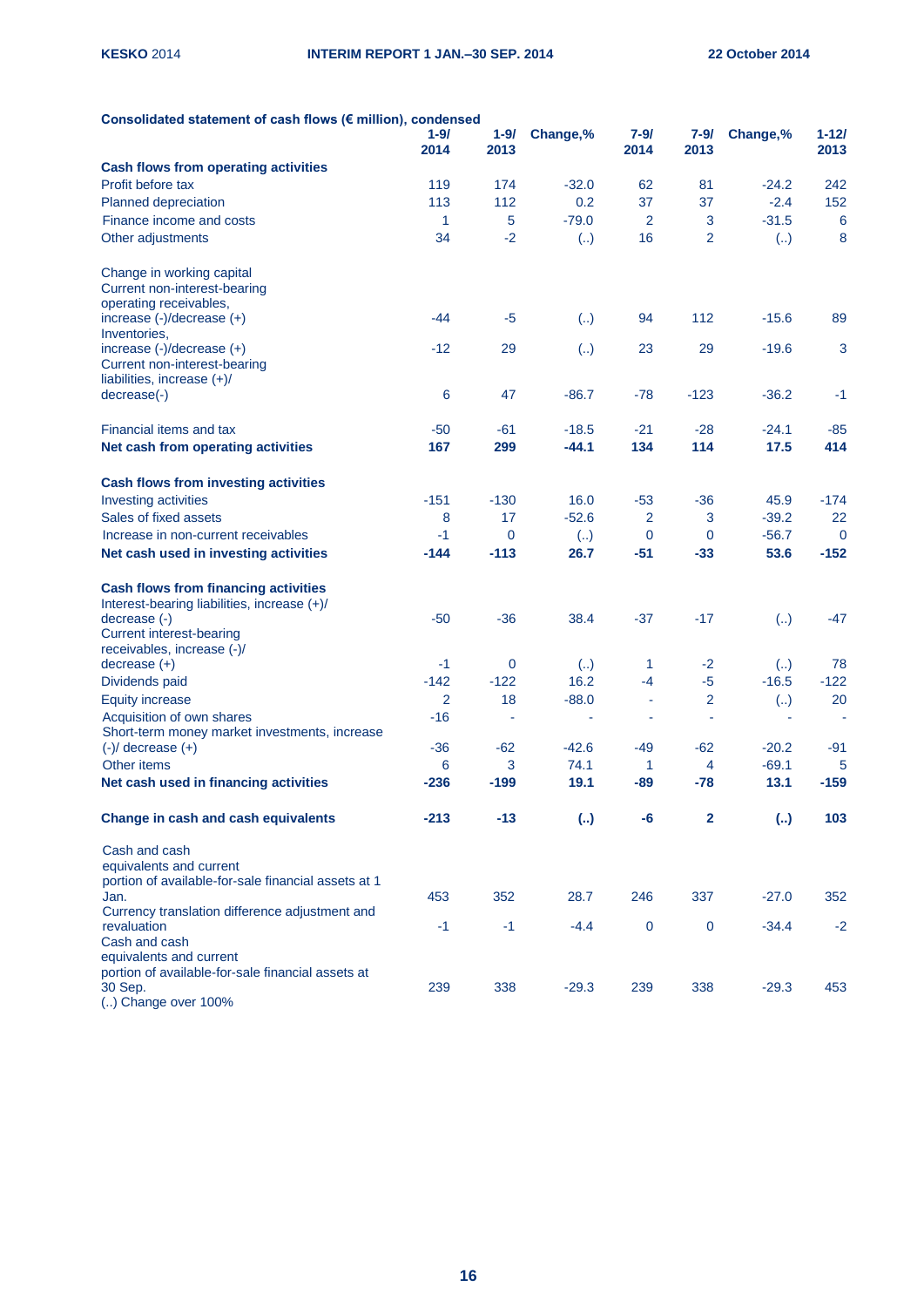**Consolidated statement of cash flows (€ million), condensed**

| | 1-9/ 2014 | 1-9/ 2013 | Change,% | 7-9/ 2014 | 7-9/ 2013 | Change,% | 1-12/ 2013 |
|---|---|---|---|---|---|---|---|
| **Cash flows from operating activities** | | | | | | | |
| Profit before tax | 119 | 174 | -32.0 | 62 | 81 | -24.2 | 242 |
| Planned depreciation | 113 | 112 | 0.2 | 37 | 37 | -2.4 | 152 |
| Finance income and costs | 1 | 5 | -79.0 | 2 | 3 | -31.5 | 6 |
| Other adjustments | 34 | -2 | (..) | 16 | 2 | (..) | 8 |
| Change in working capital | | | | | | | |
| Current non-interest-bearing operating receivables, increase (-)/decrease (+) | -44 | -5 | (..) | 94 | 112 | -15.6 | 89 |
| Inventories, increase (-)/decrease (+) | -12 | 29 | (..) | 23 | 29 | -19.6 | 3 |
| Current non-interest-bearing liabilities, increase (+)/ decrease(-) | 6 | 47 | -86.7 | -78 | -123 | -36.2 | -1 |
| Financial items and tax | -50 | -61 | -18.5 | -21 | -28 | -24.1 | -85 |
| **Net cash from operating activities** | **167** | **299** | **-44.1** | **134** | **114** | **17.5** | **414** |
| **Cash flows from investing activities** | | | | | | | |
| Investing activities | -151 | -130 | 16.0 | -53 | -36 | 45.9 | -174 |
| Sales of fixed assets | 8 | 17 | -52.6 | 2 | 3 | -39.2 | 22 |
| Increase in non-current receivables | -1 | 0 | (..) | 0 | 0 | -56.7 | 0 |
| **Net cash used in investing activities** | **-144** | **-113** | **26.7** | **-51** | **-33** | **53.6** | **-152** |
| **Cash flows from financing activities** | | | | | | | |
| Interest-bearing liabilities, increase (+)/ decrease (-) | -50 | -36 | 38.4 | -37 | -17 | (..) | -47 |
| Current interest-bearing receivables, increase (-)/ decrease (+) | -1 | 0 | (..) | 1 | -2 | (..) | 78 |
| Dividends paid | -142 | -122 | 16.2 | -4 | -5 | -16.5 | -122 |
| Equity increase | 2 | 18 | -88.0 | - | 2 | (..) | 20 |
| Acquisition of own shares | -16 | - | - | - | - | - | - |
| Short-term money market investments, increase (-)/ decrease (+) | -36 | -62 | -42.6 | -49 | -62 | -20.2 | -91 |
| Other items | 6 | 3 | 74.1 | 1 | 4 | -69.1 | 5 |
| **Net cash used in financing activities** | **-236** | **-199** | **19.1** | **-89** | **-78** | **13.1** | **-159** |
| **Change in cash and cash equivalents** | **-213** | **-13** | **(..)** | **-6** | **2** | **(..)** | **103** |
| Cash and cash equivalents and current portion of available-for-sale financial assets at 1 Jan. | 453 | 352 | 28.7 | 246 | 337 | -27.0 | 352 |
| Currency translation difference adjustment and revaluation | -1 | -1 | -4.4 | 0 | 0 | -34.4 | -2 |
| Cash and cash equivalents and current portion of available-for-sale financial assets at 30 Sep. | 239 | 338 | -29.3 | 239 | 338 | -29.3 | 453 |

(..) Change over 100%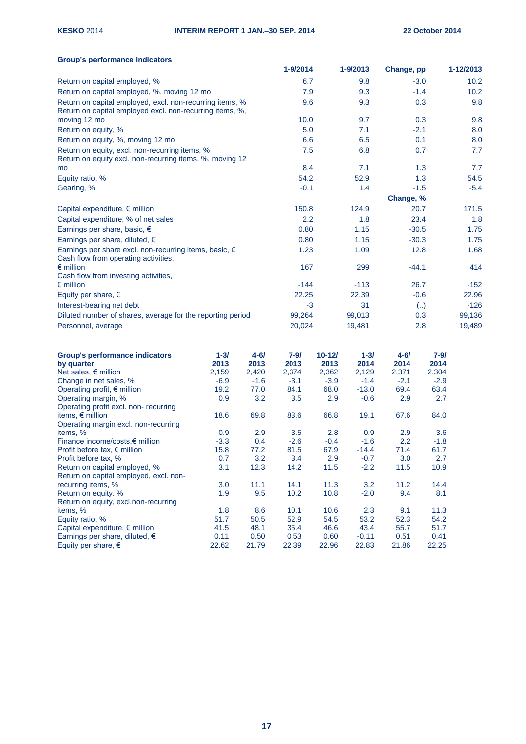**Group's performance indicators**

| | 1-9/2014 | 1-9/2013 | Change, pp | 1-12/2013 |
|---|---|---|---|---|
| Return on capital employed, % | 6.7 | 9.8 | -3.0 | 10.2 |
| Return on capital employed, %, moving 12 mo | 7.9 | 9.3 | -1.4 | 10.2 |
| Return on capital employed, excl. non-recurring items, % | 9.6 | 9.3 | 0.3 | 9.8 |
| Return on capital employed excl. non-recurring items, %, moving 12 mo | 10.0 | 9.7 | 0.3 | 9.8 |
| Return on equity, % | 5.0 | 7.1 | -2.1 | 8.0 |
| Return on equity, %, moving 12 mo | 6.6 | 6.5 | 0.1 | 8.0 |
| Return on equity, excl. non-recurring items, % | 7.5 | 6.8 | 0.7 | 7.7 |
| Return on equity excl. non-recurring items, %, moving 12 mo | 8.4 | 7.1 | 1.3 | 7.7 |
| Equity ratio, % | 54.2 | 52.9 | 1.3 | 54.5 |
| Gearing, % | -0.1 | 1.4 | -1.5 | -5.4 |
| | | | **Change, %** | |
| Capital expenditure, € million | 150.8 | 124.9 | 20.7 | 171.5 |
| Capital expenditure, % of net sales | 2.2 | 1.8 | 23.4 | 1.8 |
| Earnings per share, basic, € | 0.80 | 1.15 | -30.5 | 1.75 |
| Earnings per share, diluted, € | 0.80 | 1.15 | -30.3 | 1.75 |
| Earnings per share excl. non-recurring items, basic, € | 1.23 | 1.09 | 12.8 | 1.68 |
| Cash flow from operating activities, € million | 167 | 299 | -44.1 | 414 |
| Cash flow from investing activities, € million | -144 | -113 | 26.7 | -152 |
| Equity per share, € | 22.25 | 22.39 | -0.6 | 22.96 |
| Interest-bearing net debt | -3 | 31 | (..) | -126 |
| Diluted number of shares, average for the reporting period | 99,264 | 99,013 | 0.3 | 99,136 |
| Personnel, average | 20,024 | 19,481 | 2.8 | 19,489 |

| **Group's performance indicators by quarter** | 1-3/ 2013 | 4-6/ 2013 | 7-9/ 2013 | 10-12/ 2013 | 1-3/ 2014 | 4-6/ 2014 | 7-9/ 2014 |
|---|---|---|---|---|---|---|---|
| Net sales, € million | 2,159 | 2,420 | 2,374 | 2,362 | 2,129 | 2,371 | 2,304 |
| Change in net sales, % | -6.9 | -1.6 | -3.1 | -3.9 | -1.4 | -2.1 | -2.9 |
| Operating profit, € million | 19.2 | 77.0 | 84.1 | 68.0 | -13.0 | 69.4 | 63.4 |
| Operating margin, % | 0.9 | 3.2 | 3.5 | 2.9 | -0.6 | 2.9 | 2.7 |
| Operating profit excl. non- recurring items, € million | 18.6 | 69.8 | 83.6 | 66.8 | 19.1 | 67.6 | 84.0 |
| Operating margin excl. non-recurring items, % | 0.9 | 2.9 | 3.5 | 2.8 | 0.9 | 2.9 | 3.6 |
| Finance income/costs,€ million | -3.3 | 0.4 | -2.6 | -0.4 | -1.6 | 2.2 | -1.8 |
| Profit before tax, € million | 15.8 | 77.2 | 81.5 | 67.9 | -14.4 | 71.4 | 61.7 |
| Profit before tax, % | 0.7 | 3.2 | 3.4 | 2.9 | -0.7 | 3.0 | 2.7 |
| Return on capital employed, % | 3.1 | 12.3 | 14.2 | 11.5 | -2.2 | 11.5 | 10.9 |
| Return on capital employed, excl. non-recurring items, % | 3.0 | 11.1 | 14.1 | 11.3 | 3.2 | 11.2 | 14.4 |
| Return on equity, % | 1.9 | 9.5 | 10.2 | 10.8 | -2.0 | 9.4 | 8.1 |
| Return on equity, excl.non-recurring items, % | 1.8 | 8.6 | 10.1 | 10.6 | 2.3 | 9.1 | 11.3 |
| Equity ratio, % | 51.7 | 50.5 | 52.9 | 54.5 | 53.2 | 52.3 | 54.2 |
| Capital expenditure, € million | 41.5 | 48.1 | 35.4 | 46.6 | 43.4 | 55.7 | 51.7 |
| Earnings per share, diluted, € | 0.11 | 0.50 | 0.53 | 0.60 | -0.11 | 0.51 | 0.41 |
| Equity per share, € | 22.62 | 21.79 | 22.39 | 22.96 | 22.83 | 21.86 | 22.25 |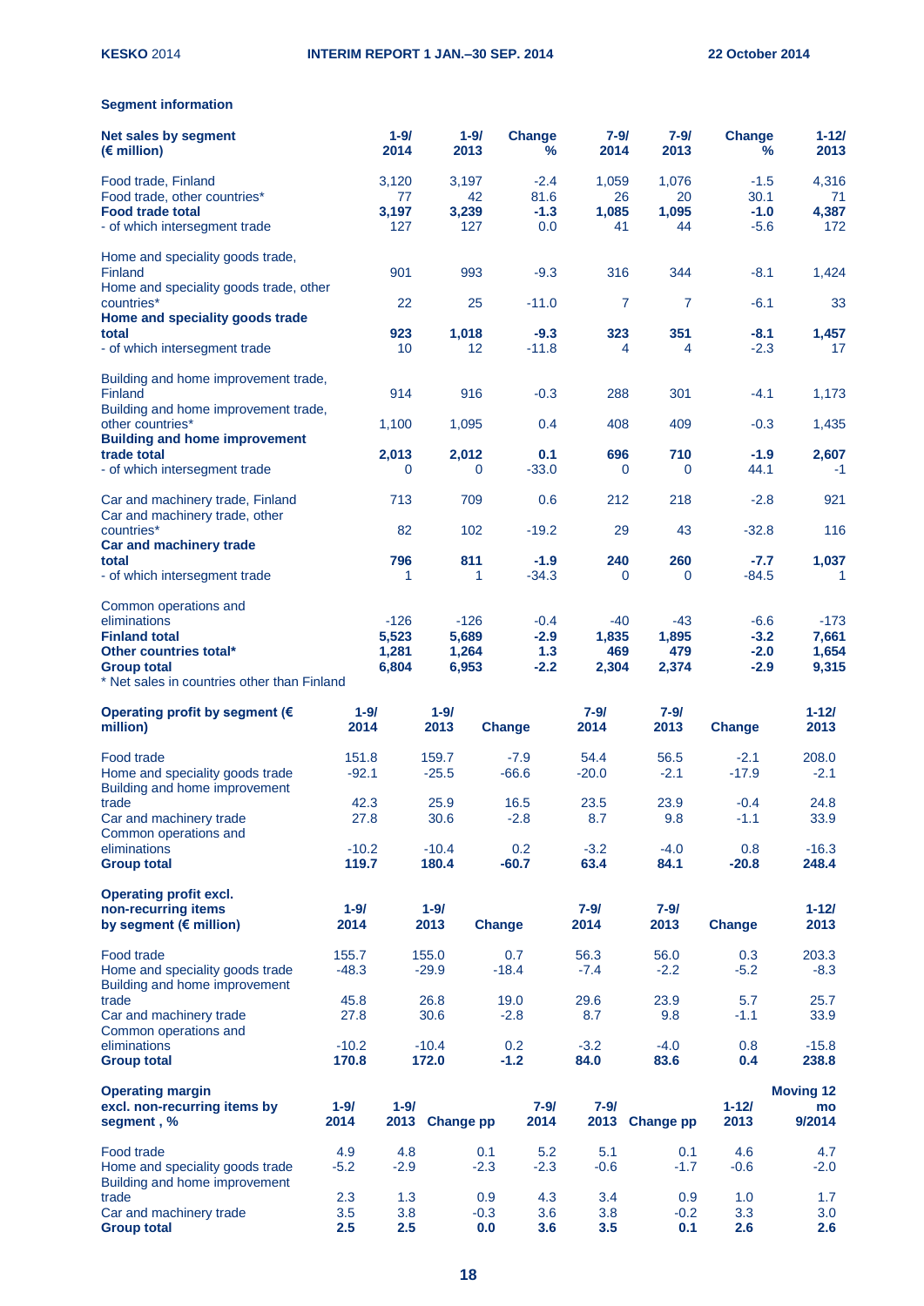## Segment information

| Net sales by segment (€ million) | 1-9/ 2014 | 1-9/ 2013 | Change % | 7-9/ 2014 | 7-9/ 2013 | Change % | 1-12/ 2013 |
|---|---|---|---|---|---|---|---|
| Food trade, Finland | 3,120 | 3,197 | -2.4 | 1,059 | 1,076 | -1.5 | 4,316 |
| Food trade, other countries* | 77 | 42 | 81.6 | 26 | 20 | 30.1 | 71 |
| **Food trade total** | **3,197** | **3,239** | **-1.3** | **1,085** | **1,095** | **-1.0** | **4,387** |
| - of which intersegment trade | 127 | 127 | 0.0 | 41 | 44 | -5.6 | 172 |
| Home and speciality goods trade, Finland | 901 | 993 | -9.3 | 316 | 344 | -8.1 | 1,424 |
| Home and speciality goods trade, other countries* | 22 | 25 | -11.0 | 7 | 7 | -6.1 | 33 |
| **Home and speciality goods trade total** | **923** | **1,018** | **-9.3** | **323** | **351** | **-8.1** | **1,457** |
| - of which intersegment trade | 10 | 12 | -11.8 | 4 | 4 | -2.3 | 17 |
| Building and home improvement trade, Finland | 914 | 916 | -0.3 | 288 | 301 | -4.1 | 1,173 |
| Building and home improvement trade, other countries* | 1,100 | 1,095 | 0.4 | 408 | 409 | -0.3 | 1,435 |
| **Building and home improvement trade total** | **2,013** | **2,012** | **0.1** | **696** | **710** | **-1.9** | **2,607** |
| - of which intersegment trade | 0 | 0 | -33.0 | 0 | 0 | 44.1 | -1 |
| Car and machinery trade, Finland | 713 | 709 | 0.6 | 212 | 218 | -2.8 | 921 |
| Car and machinery trade, other countries* | 82 | 102 | -19.2 | 29 | 43 | -32.8 | 116 |
| **Car and machinery trade total** | **796** | **811** | **-1.9** | **240** | **260** | **-7.7** | **1,037** |
| - of which intersegment trade | 1 | 1 | -34.3 | 0 | 0 | -84.5 | 1 |
| Common operations and eliminations | -126 | -126 | -0.4 | -40 | -43 | -6.6 | -173 |
| **Finland total** | **5,523** | **5,689** | **-2.9** | **1,835** | **1,895** | **-3.2** | **7,661** |
| **Other countries total*** | **1,281** | **1,264** | **1.3** | **469** | **479** | **-2.0** | **1,654** |
| **Group total** | **6,804** | **6,953** | **-2.2** | **2,304** | **2,374** | **-2.9** | **9,315** |

* Net sales in countries other than Finland

| Operating profit by segment (€ million) | 1-9/ 2014 | 1-9/ 2013 | Change | 7-9/ 2014 | 7-9/ 2013 | Change | 1-12/ 2013 |
|---|---|---|---|---|---|---|---|
| Food trade | 151.8 | 159.7 | -7.9 | 54.4 | 56.5 | -2.1 | 208.0 |
| Home and speciality goods trade | -92.1 | -25.5 | -66.6 | -20.0 | -2.1 | -17.9 | -2.1 |
| Building and home improvement trade | 42.3 | 25.9 | 16.5 | 23.5 | 23.9 | -0.4 | 24.8 |
| Car and machinery trade | 27.8 | 30.6 | -2.8 | 8.7 | 9.8 | -1.1 | 33.9 |
| Common operations and eliminations | -10.2 | -10.4 | 0.2 | -3.2 | -4.0 | 0.8 | -16.3 |
| **Group total** | **119.7** | **180.4** | **-60.7** | **63.4** | **84.1** | **-20.8** | **248.4** |

| Operating profit excl. non-recurring items by segment (€ million) | 1-9/ 2014 | 1-9/ 2013 | Change | 7-9/ 2014 | 7-9/ 2013 | Change | 1-12/ 2013 |
|---|---|---|---|---|---|---|---|
| Food trade | 155.7 | 155.0 | 0.7 | 56.3 | 56.0 | 0.3 | 203.3 |
| Home and speciality goods trade | -48.3 | -29.9 | -18.4 | -7.4 | -2.2 | -5.2 | -8.3 |
| Building and home improvement trade | 45.8 | 26.8 | 19.0 | 29.6 | 23.9 | 5.7 | 25.7 |
| Car and machinery trade | 27.8 | 30.6 | -2.8 | 8.7 | 9.8 | -1.1 | 33.9 |
| Common operations and eliminations | -10.2 | -10.4 | 0.2 | -3.2 | -4.0 | 0.8 | -15.8 |
| **Group total** | **170.8** | **172.0** | **-1.2** | **84.0** | **83.6** | **0.4** | **238.8** |

| Operating margin excl. non-recurring items by segment , % | 1-9/ 2014 | 1-9/ 2013 | Change pp | 7-9/ 2014 | 7-9/ 2013 | Change pp | 1-12/ 2013 | Moving 12 mo 9/2014 |
|---|---|---|---|---|---|---|---|---|
| Food trade | 4.9 | 4.8 | 0.1 | 5.2 | 5.1 | 0.1 | 4.6 | 4.7 |
| Home and speciality goods trade | -5.2 | -2.9 | -2.3 | -2.3 | -0.6 | -1.7 | -0.6 | -2.0 |
| Building and home improvement trade | 2.3 | 1.3 | 0.9 | 4.3 | 3.4 | 0.9 | 1.0 | 1.7 |
| Car and machinery trade | 3.5 | 3.8 | -0.3 | 3.6 | 3.8 | -0.2 | 3.3 | 3.0 |
| **Group total** | **2.5** | **2.5** | **0.0** | **3.6** | **3.5** | **0.1** | **2.6** | **2.6** |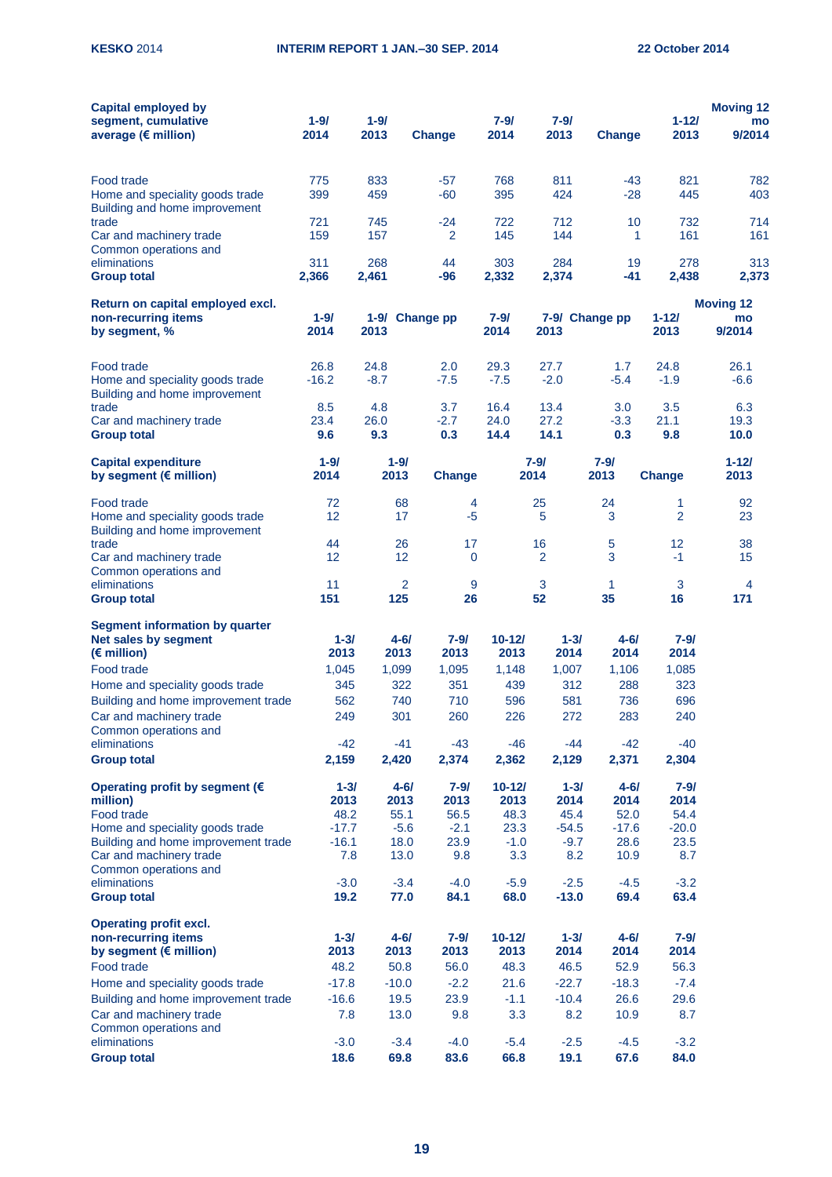| Capital employed by segment, cumulative average (€ million) | 1-9/ 2014 | 1-9/ 2013 | Change | 7-9/ 2014 | 7-9/ 2013 | Change | 1-12/ 2013 | Moving 12 mo 9/2014 |
|---|---|---|---|---|---|---|---|---|
| Food trade | 775 | 833 | -57 | 768 | 811 | -43 | 821 | 782 |
| Home and speciality goods trade | 399 | 459 | -60 | 395 | 424 | -28 | 445 | 403 |
| Building and home improvement trade | 721 | 745 | -24 | 722 | 712 | 10 | 732 | 714 |
| Car and machinery trade | 159 | 157 | 2 | 145 | 144 | 1 | 161 | 161 |
| Common operations and eliminations | 311 | 268 | 44 | 303 | 284 | 19 | 278 | 313 |
| **Group total** | **2,366** | **2,461** | **-96** | **2,332** | **2,374** | **-41** | **2,438** | **2,373** |

| Return on capital employed excl. non-recurring items by segment, % | 1-9/ 2014 | 1-9/ 2013 | Change pp | 7-9/ 2014 | 7-9/ 2013 | Change pp | 1-12/ 2013 | Moving 12 mo 9/2014 |
|---|---|---|---|---|---|---|---|---|
| Food trade | 26.8 | 24.8 | 2.0 | 29.3 | 27.7 | 1.7 | 24.8 | 26.1 |
| Home and speciality goods trade | -16.2 | -8.7 | -7.5 | -7.5 | -2.0 | -5.4 | -1.9 | -6.6 |
| Building and home improvement trade | 8.5 | 4.8 | 3.7 | 16.4 | 13.4 | 3.0 | 3.5 | 6.3 |
| Car and machinery trade | 23.4 | 26.0 | -2.7 | 24.0 | 27.2 | -3.3 | 21.1 | 19.3 |
| **Group total** | **9.6** | **9.3** | **0.3** | **14.4** | **14.1** | **0.3** | **9.8** | **10.0** |

| Capital expenditure by segment (€ million) | 1-9/ 2014 | 1-9/ 2013 | Change | 7-9/ 2014 | 7-9/ 2013 | Change | 1-12/ 2013 |
|---|---|---|---|---|---|---|---|
| Food trade | 72 | 68 | 4 | 25 | 24 | 1 | 92 |
| Home and speciality goods trade | 12 | 17 | -5 | 5 | 3 | 2 | 23 |
| Building and home improvement trade | 44 | 26 | 17 | 16 | 5 | 12 | 38 |
| Car and machinery trade | 12 | 12 | 0 | 2 | 3 | -1 | 15 |
| Common operations and eliminations | 11 | 2 | 9 | 3 | 1 | 3 | 4 |
| **Group total** | **151** | **125** | **26** | **52** | **35** | **16** | **171** |

**Segment information by quarter**

| Net sales by segment (€ million) | 1-3/ 2013 | 4-6/ 2013 | 7-9/ 2013 | 10-12/ 2013 | 1-3/ 2014 | 4-6/ 2014 | 7-9/ 2014 |
|---|---|---|---|---|---|---|---|
| Food trade | 1,045 | 1,099 | 1,095 | 1,148 | 1,007 | 1,106 | 1,085 |
| Home and speciality goods trade | 345 | 322 | 351 | 439 | 312 | 288 | 323 |
| Building and home improvement trade | 562 | 740 | 710 | 596 | 581 | 736 | 696 |
| Car and machinery trade | 249 | 301 | 260 | 226 | 272 | 283 | 240 |
| Common operations and eliminations | -42 | -41 | -43 | -46 | -44 | -42 | -40 |
| **Group total** | **2,159** | **2,420** | **2,374** | **2,362** | **2,129** | **2,371** | **2,304** |

| Operating profit by segment (€ million) | 1-3/ 2013 | 4-6/ 2013 | 7-9/ 2013 | 10-12/ 2013 | 1-3/ 2014 | 4-6/ 2014 | 7-9/ 2014 |
|---|---|---|---|---|---|---|---|
| Food trade | 48.2 | 55.1 | 56.5 | 48.3 | 45.4 | 52.0 | 54.4 |
| Home and speciality goods trade | -17.7 | -5.6 | -2.1 | 23.3 | -54.5 | -17.6 | -20.0 |
| Building and home improvement trade | -16.1 | 18.0 | 23.9 | -1.0 | -9.7 | 28.6 | 23.5 |
| Car and machinery trade | 7.8 | 13.0 | 9.8 | 3.3 | 8.2 | 10.9 | 8.7 |
| Common operations and eliminations | -3.0 | -3.4 | -4.0 | -5.9 | -2.5 | -4.5 | -3.2 |
| **Group total** | **19.2** | **77.0** | **84.1** | **68.0** | **-13.0** | **69.4** | **63.4** |

| Operating profit excl. non-recurring items by segment (€ million) | 1-3/ 2013 | 4-6/ 2013 | 7-9/ 2013 | 10-12/ 2013 | 1-3/ 2014 | 4-6/ 2014 | 7-9/ 2014 |
|---|---|---|---|---|---|---|---|
| Food trade | 48.2 | 50.8 | 56.0 | 48.3 | 46.5 | 52.9 | 56.3 |
| Home and speciality goods trade | -17.8 | -10.0 | -2.2 | 21.6 | -22.7 | -18.3 | -7.4 |
| Building and home improvement trade | -16.6 | 19.5 | 23.9 | -1.1 | -10.4 | 26.6 | 29.6 |
| Car and machinery trade | 7.8 | 13.0 | 9.8 | 3.3 | 8.2 | 10.9 | 8.7 |
| Common operations and eliminations | -3.0 | -3.4 | -4.0 | -5.4 | -2.5 | -4.5 | -3.2 |
| **Group total** | **18.6** | **69.8** | **83.6** | **66.8** | **19.1** | **67.6** | **84.0** |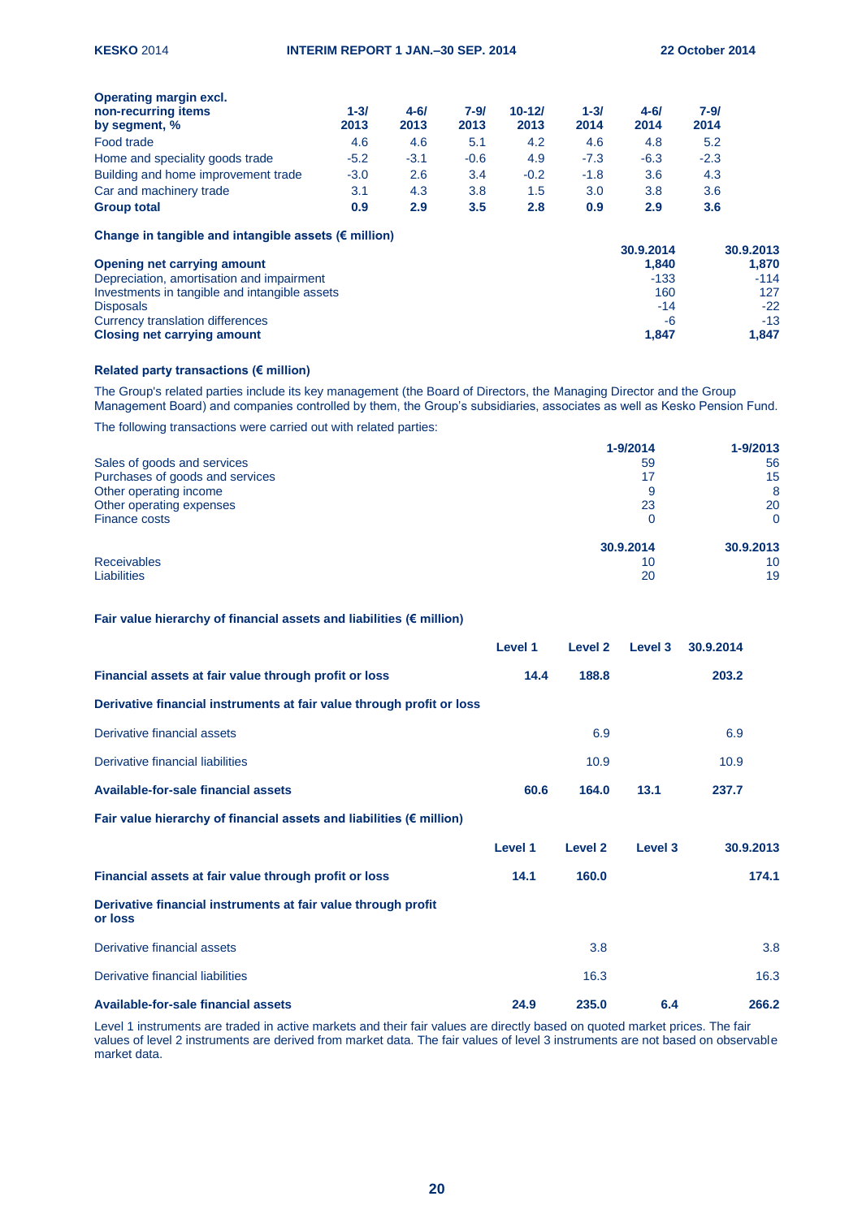### Operating margin excl. non-recurring items by segment, %

| Operating margin excl. non-recurring items by segment, % | 1-3/ 2013 | 4-6/ 2013 | 7-9/ 2013 | 10-12/ 2013 | 1-3/ 2014 | 4-6/ 2014 | 7-9/ 2014 |
|---|---|---|---|---|---|---|---|
| Food trade | 4.6 | 4.6 | 5.1 | 4.2 | 4.6 | 4.8 | 5.2 |
| Home and speciality goods trade | -5.2 | -3.1 | -0.6 | 4.9 | -7.3 | -6.3 | -2.3 |
| Building and home improvement trade | -3.0 | 2.6 | 3.4 | -0.2 | -1.8 | 3.6 | 4.3 |
| Car and machinery trade | 3.1 | 4.3 | 3.8 | 1.5 | 3.0 | 3.8 | 3.6 |
| **Group total** | **0.9** | **2.9** | **3.5** | **2.8** | **0.9** | **2.9** | **3.6** |

### Change in tangible and intangible assets (€ million)

| | 30.9.2014 | 30.9.2013 |
|---|---|---|
| **Opening net carrying amount** | **1,840** | **1,870** |
| Depreciation, amortisation and impairment | -133 | -114 |
| Investments in tangible and intangible assets | 160 | 127 |
| Disposals | -14 | -22 |
| Currency translation differences | -6 | -13 |
| **Closing net carrying amount** | **1,847** | **1,847** |

### Related party transactions (€ million)

The Group's related parties include its key management (the Board of Directors, the Managing Director and the Group Management Board) and companies controlled by them, the Group's subsidiaries, associates as well as Kesko Pension Fund.

The following transactions were carried out with related parties:

| | 1-9/2014 | 1-9/2013 |
|---|---|---|
| Sales of goods and services | 59 | 56 |
| Purchases of goods and services | 17 | 15 |
| Other operating income | 9 | 8 |
| Other operating expenses | 23 | 20 |
| Finance costs | 0 | 0 |

| | 30.9.2014 | 30.9.2013 |
|---|---|---|
| Receivables | 10 | 10 |
| Liabilities | 20 | 19 |

### Fair value hierarchy of financial assets and liabilities (€ million)

| | Level 1 | Level 2 | Level 3 | 30.9.2014 |
|---|---|---|---|---|
| **Financial assets at fair value through profit or loss** | **14.4** | **188.8** | | **203.2** |
| **Derivative financial instruments at fair value through profit or loss** | | | | |
| Derivative financial assets | | 6.9 | | 6.9 |
| Derivative financial liabilities | | 10.9 | | 10.9 |
| **Available-for-sale financial assets** | **60.6** | **164.0** | **13.1** | **237.7** |

### Fair value hierarchy of financial assets and liabilities (€ million)

| | Level 1 | Level 2 | Level 3 | 30.9.2013 |
|---|---|---|---|---|
| **Financial assets at fair value through profit or loss** | **14.1** | **160.0** | | **174.1** |
| **Derivative financial instruments at fair value through profit or loss** | | | | |
| Derivative financial assets | | 3.8 | | 3.8 |
| Derivative financial liabilities | | 16.3 | | 16.3 |
| **Available-for-sale financial assets** | **24.9** | **235.0** | **6.4** | **266.2** |

Level 1 instruments are traded in active markets and their fair values are directly based on quoted market prices. The fair values of level 2 instruments are derived from market data. The fair values of level 3 instruments are not based on observable market data.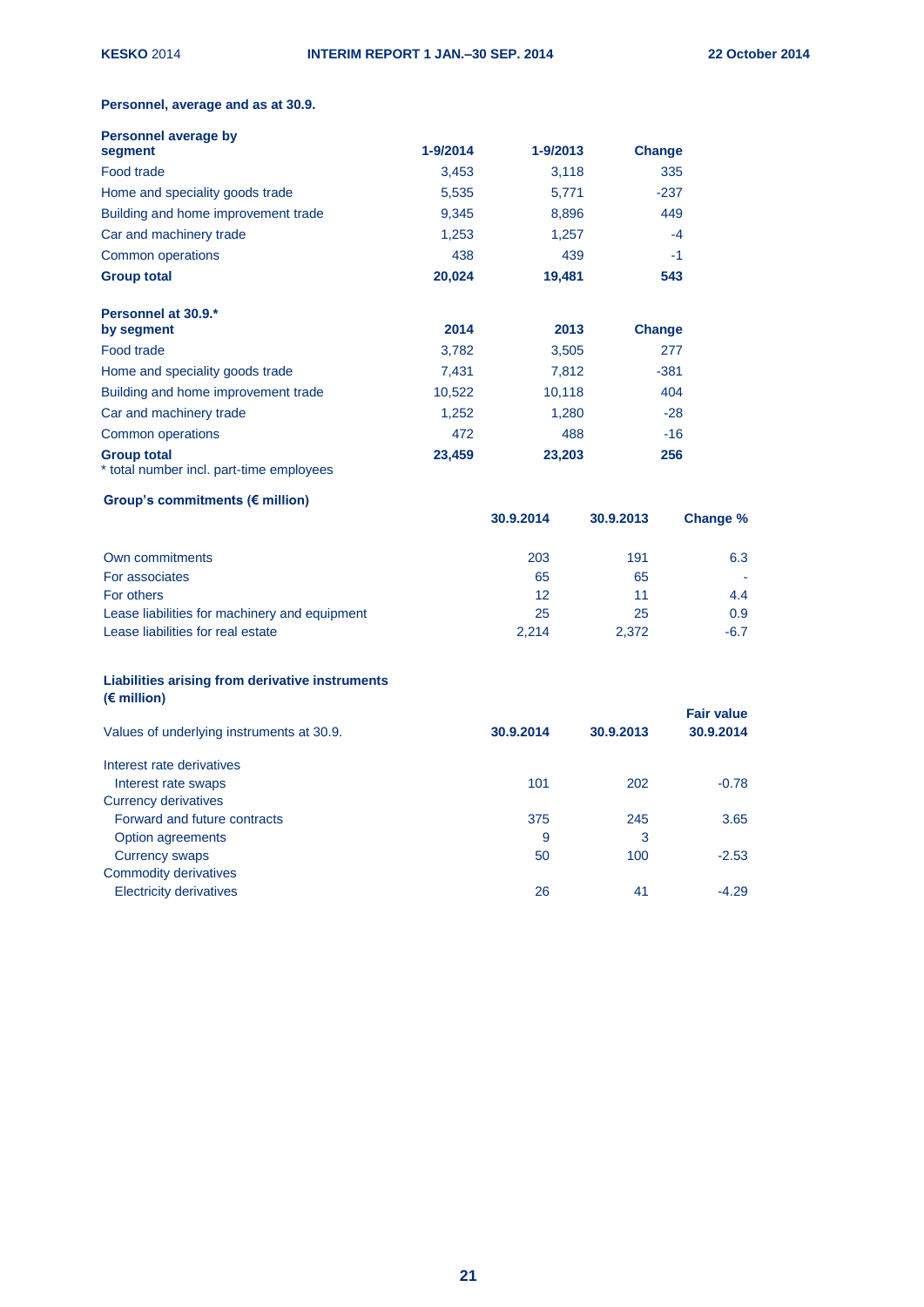**Personnel, average and as at 30.9.**

| Personnel average by segment | 1-9/2014 | 1-9/2013 | Change |
|---|---|---|---|
| Food trade | 3,453 | 3,118 | 335 |
| Home and speciality goods trade | 5,535 | 5,771 | -237 |
| Building and home improvement trade | 9,345 | 8,896 | 449 |
| Car and machinery trade | 1,253 | 1,257 | -4 |
| Common operations | 438 | 439 | -1 |
| **Group total** | **20,024** | **19,481** | **543** |

| Personnel at 30.9.* by segment | 2014 | 2013 | Change |
|---|---|---|---|
| Food trade | 3,782 | 3,505 | 277 |
| Home and speciality goods trade | 7,431 | 7,812 | -381 |
| Building and home improvement trade | 10,522 | 10,118 | 404 |
| Car and machinery trade | 1,252 | 1,280 | -28 |
| Common operations | 472 | 488 | -16 |
| **Group total** | **23,459** | **23,203** | **256** |

\* total number incl. part-time employees

**Group's commitments (€ million)**

| | 30.9.2014 | 30.9.2013 | Change % |
|---|---|---|---|
| Own commitments | 203 | 191 | 6.3 |
| For associates | 65 | 65 | - |
| For others | 12 | 11 | 4.4 |
| Lease liabilities for machinery and equipment | 25 | 25 | 0.9 |
| Lease liabilities for real estate | 2,214 | 2,372 | -6.7 |

**Liabilities arising from derivative instruments (€ million)**

| Values of underlying instruments at 30.9. | 30.9.2014 | 30.9.2013 | Fair value 30.9.2014 |
|---|---|---|---|
| Interest rate derivatives | | | |
| Interest rate swaps | 101 | 202 | -0.78 |
| Currency derivatives | | | |
| Forward and future contracts | 375 | 245 | 3.65 |
| Option agreements | 9 | 3 | |
| Currency swaps | 50 | 100 | -2.53 |
| Commodity derivatives | | | |
| Electricity derivatives | 26 | 41 | -4.29 |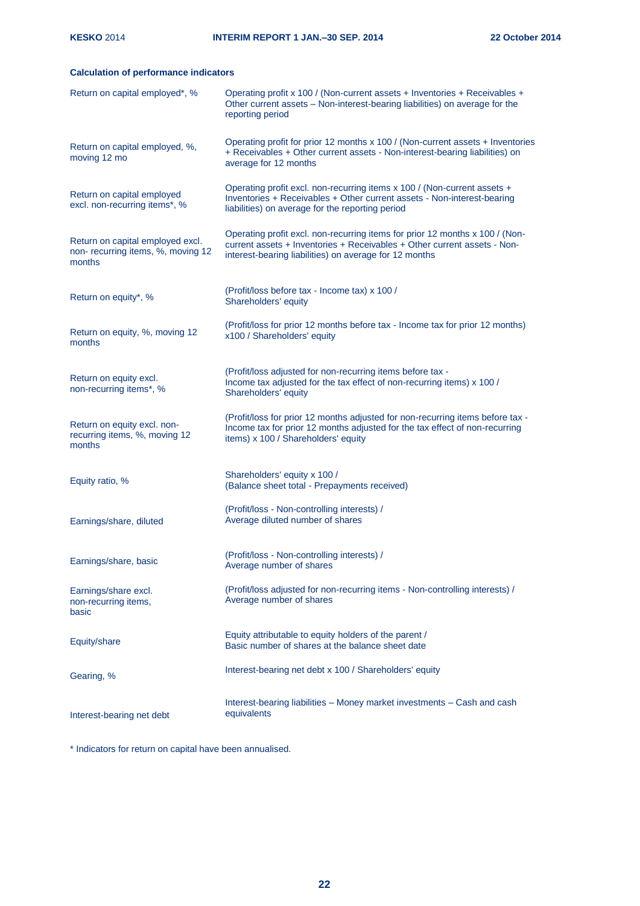### Calculation of performance indicators

| | |
|---|---|
| Return on capital employed*, % | Operating profit x 100 / (Non-current assets + Inventories + Receivables + Other current assets – Non-interest-bearing liabilities) on average for the reporting period |
| Return on capital employed, %, moving 12 mo | Operating profit for prior 12 months x 100 / (Non-current assets + Inventories + Receivables + Other current assets - Non-interest-bearing liabilities) on average for 12 months |
| Return on capital employed excl. non-recurring items*, % | Operating profit excl. non-recurring items x 100 / (Non-current assets + Inventories + Receivables + Other current assets - Non-interest-bearing liabilities) on average for the reporting period |
| Return on capital employed excl. non- recurring items, %, moving 12 months | Operating profit excl. non-recurring items for prior 12 months x 100 / (Non-current assets + Inventories + Receivables + Other current assets - Non-interest-bearing liabilities) on average for 12 months |
| Return on equity*, % | (Profit/loss before tax - Income tax) x 100 / Shareholders' equity |
| Return on equity, %, moving 12 months | (Profit/loss for prior 12 months before tax - Income tax for prior 12 months) x100 / Shareholders' equity |
| Return on equity excl. non-recurring items*, % | (Profit/loss adjusted for non-recurring items before tax - Income tax adjusted for the tax effect of non-recurring items) x 100 / Shareholders' equity |
| Return on equity excl. non-recurring items, %, moving 12 months | (Profit/loss for prior 12 months adjusted for non-recurring items before tax - Income tax for prior 12 months adjusted for the tax effect of non-recurring items) x 100 / Shareholders' equity |
| Equity ratio, % | Shareholders' equity x 100 / (Balance sheet total - Prepayments received) |
| Earnings/share, diluted | (Profit/loss - Non-controlling interests) / Average diluted number of shares |
| Earnings/share, basic | (Profit/loss - Non-controlling interests) / Average number of shares |
| Earnings/share excl. non-recurring items, basic | (Profit/loss adjusted for non-recurring items - Non-controlling interests) / Average number of shares |
| Equity/share | Equity attributable to equity holders of the parent / Basic number of shares at the balance sheet date |
| Gearing, % | Interest-bearing net debt x 100 / Shareholders' equity |
| Interest-bearing net debt | Interest-bearing liabilities – Money market investments – Cash and cash equivalents |

* Indicators for return on capital have been annualised.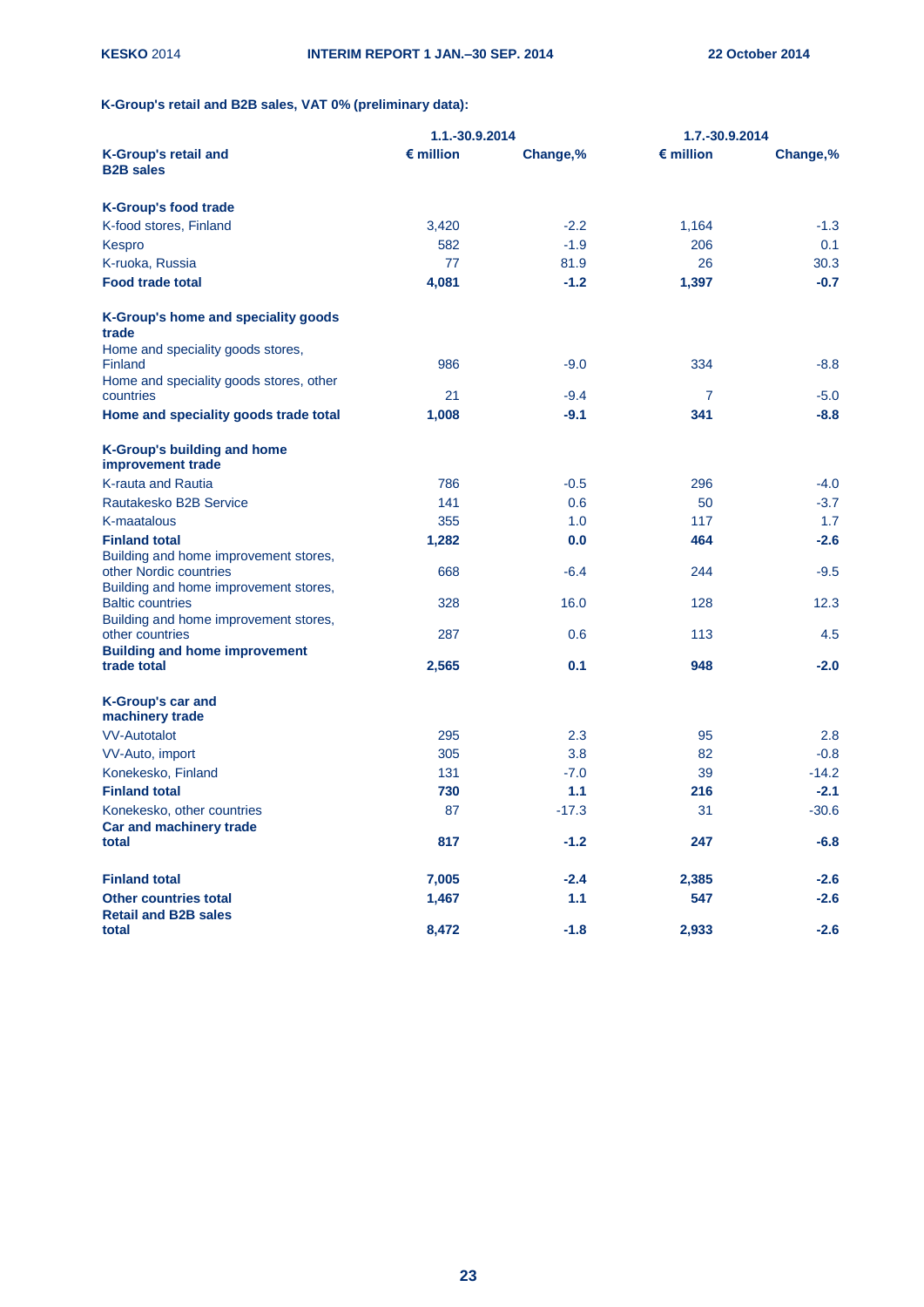**K-Group's retail and B2B sales, VAT 0% (preliminary data):**

| K-Group's retail and B2B sales | 1.1.-30.9.2014 € million | 1.1.-30.9.2014 Change,% | 1.7.-30.9.2014 € million | 1.7.-30.9.2014 Change,% |
|---|---|---|---|---|
| **K-Group's food trade** | | | | |
| K-food stores, Finland | 3,420 | -2.2 | 1,164 | -1.3 |
| Kespro | 582 | -1.9 | 206 | 0.1 |
| K-ruoka, Russia | 77 | 81.9 | 26 | 30.3 |
| **Food trade total** | **4,081** | **-1.2** | **1,397** | **-0.7** |
| **K-Group's home and speciality goods trade** | | | | |
| Home and speciality goods stores, Finland | 986 | -9.0 | 334 | -8.8 |
| Home and speciality goods stores, other countries | 21 | -9.4 | 7 | -5.0 |
| **Home and speciality goods trade total** | **1,008** | **-9.1** | **341** | **-8.8** |
| **K-Group's building and home improvement trade** | | | | |
| K-rauta and Rautia | 786 | -0.5 | 296 | -4.0 |
| Rautakesko B2B Service | 141 | 0.6 | 50 | -3.7 |
| K-maatalous | 355 | 1.0 | 117 | 1.7 |
| **Finland total** | **1,282** | **0.0** | **464** | **-2.6** |
| Building and home improvement stores, other Nordic countries | 668 | -6.4 | 244 | -9.5 |
| Building and home improvement stores, Baltic countries | 328 | 16.0 | 128 | 12.3 |
| Building and home improvement stores, other countries | 287 | 0.6 | 113 | 4.5 |
| **Building and home improvement trade total** | **2,565** | **0.1** | **948** | **-2.0** |
| **K-Group's car and machinery trade** | | | | |
| VV-Autotalot | 295 | 2.3 | 95 | 2.8 |
| VV-Auto, import | 305 | 3.8 | 82 | -0.8 |
| Konekesko, Finland | 131 | -7.0 | 39 | -14.2 |
| **Finland total** | **730** | **1.1** | **216** | **-2.1** |
| Konekesko, other countries | 87 | -17.3 | 31 | -30.6 |
| **Car and machinery trade total** | **817** | **-1.2** | **247** | **-6.8** |
| **Finland total** | **7,005** | **-2.4** | **2,385** | **-2.6** |
| **Other countries total** | **1,467** | **1.1** | **547** | **-2.6** |
| **Retail and B2B sales total** | **8,472** | **-1.8** | **2,933** | **-2.6** |